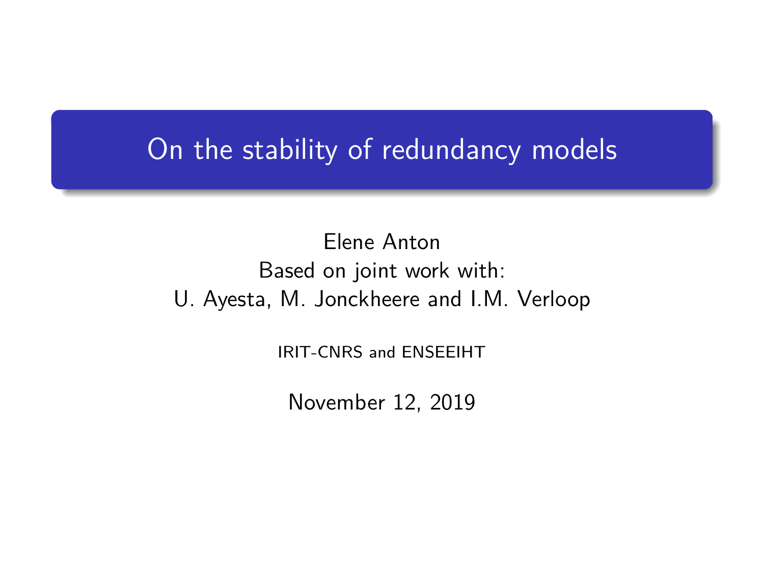# On the stability of redundancy models

Elene Anton
Based on joint work with:
U. Ayesta, M. Jonckheere and I.M. Verloop

IRIT-CNRS and ENSEEIHT

November 12, 2019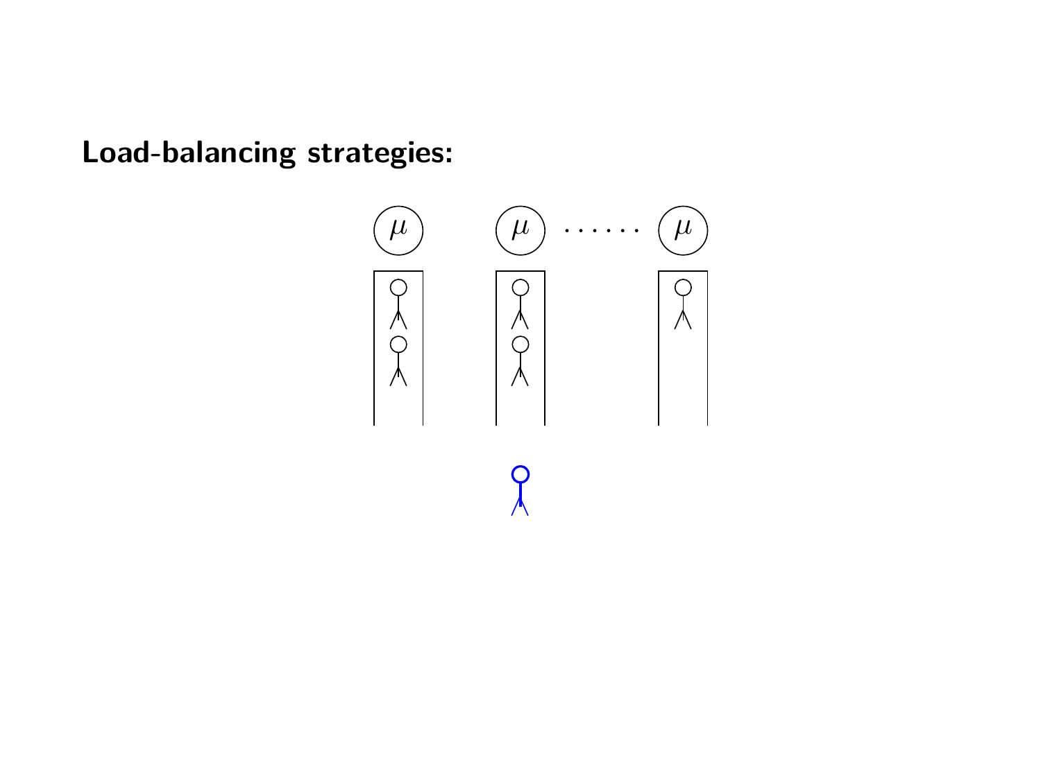**Load-balancing strategies:**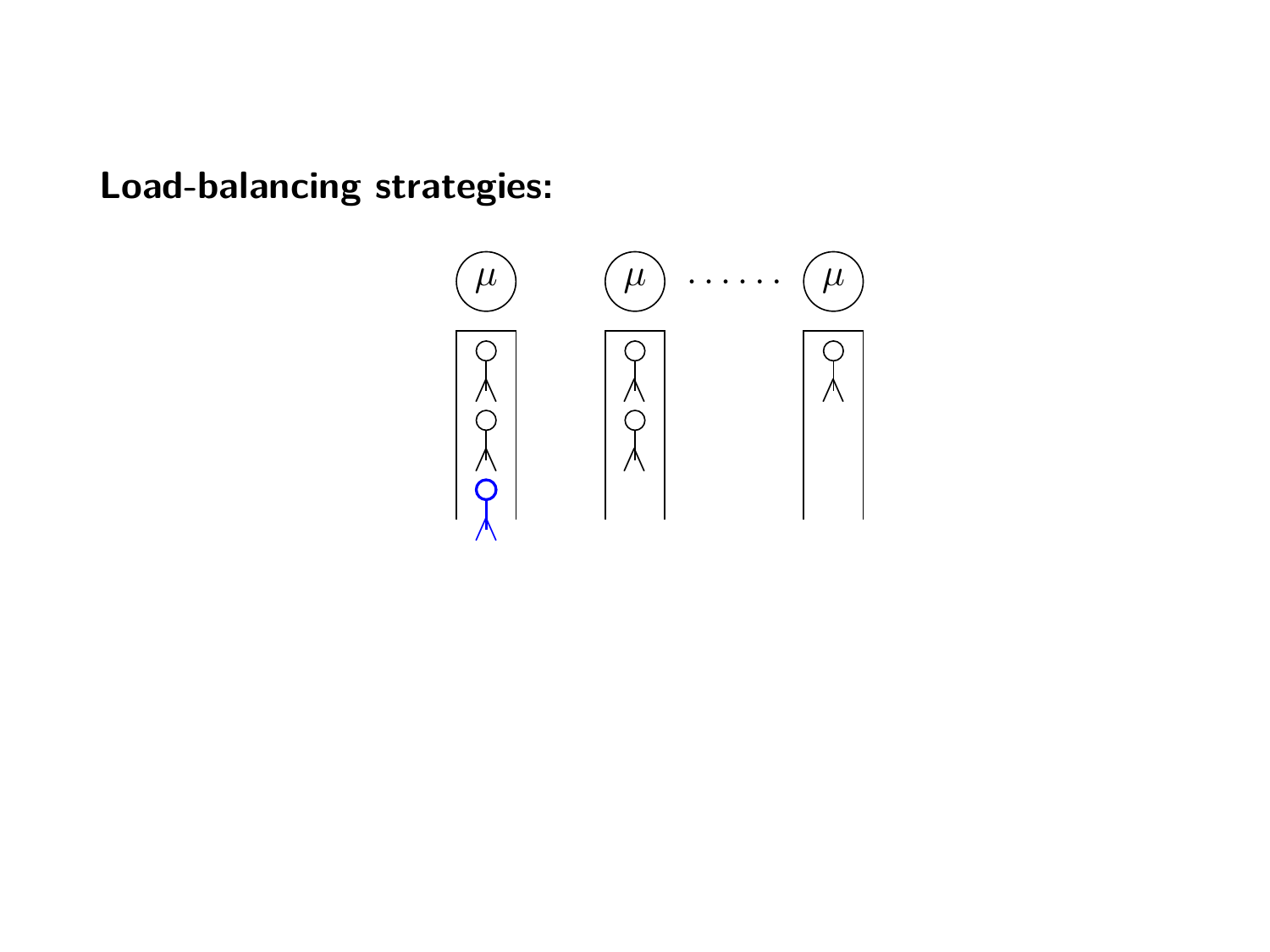**Load-balancing strategies:**

$\mu$ $\mu$ $\cdots\cdots$ $\mu$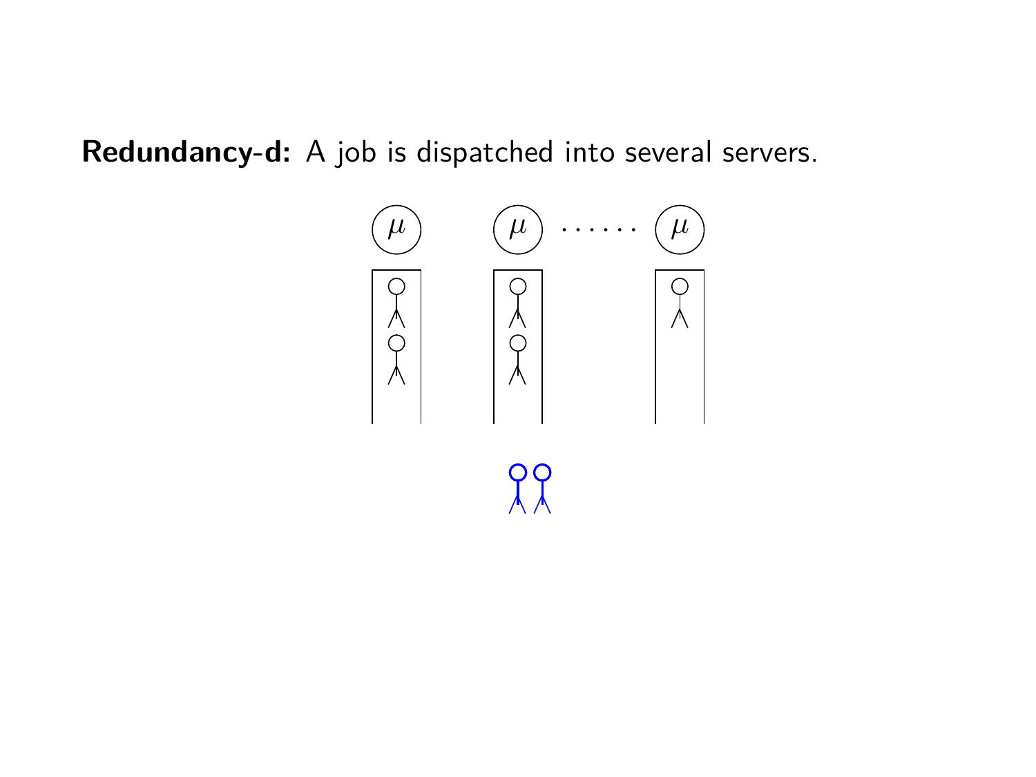**Redundancy-d:** A job is dispatched into several servers.

$\mu$ $\mu$ $\cdots\cdots$ $\mu$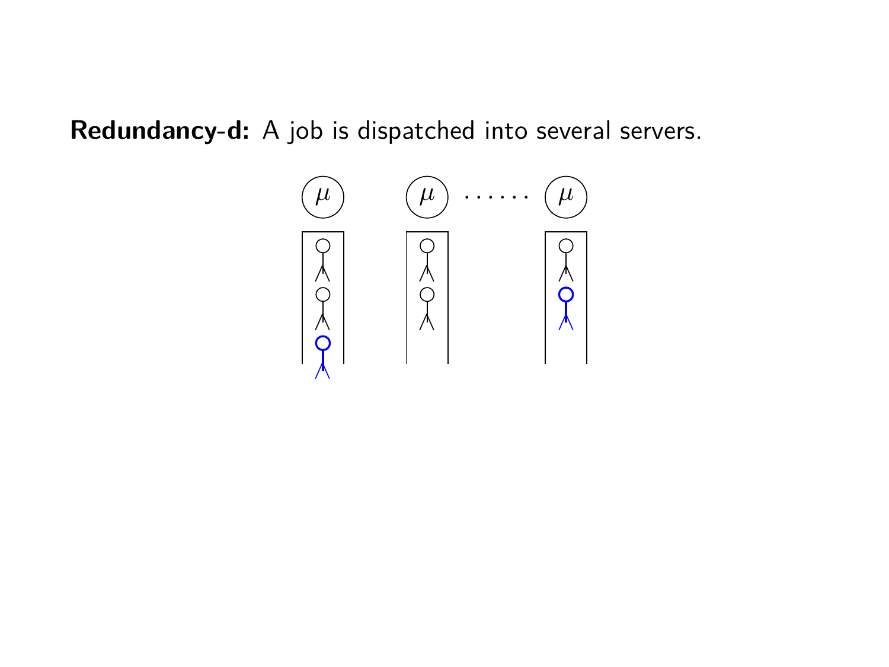**Redundancy-d:** A job is dispatched into several servers.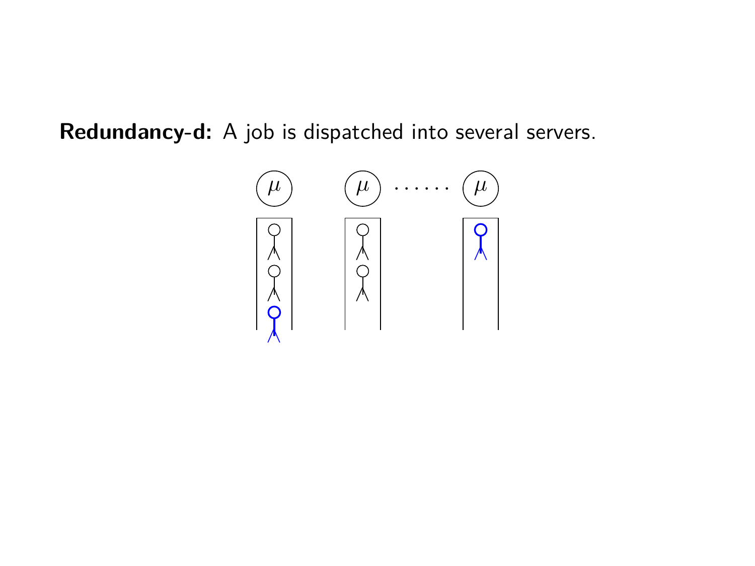**Redundancy-d:** A job is dispatched into several servers.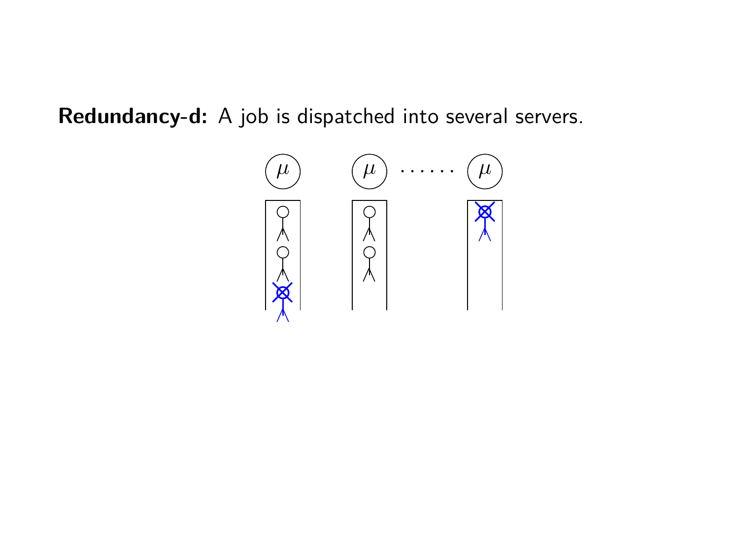**Redundancy-d:** A job is dispatched into several servers.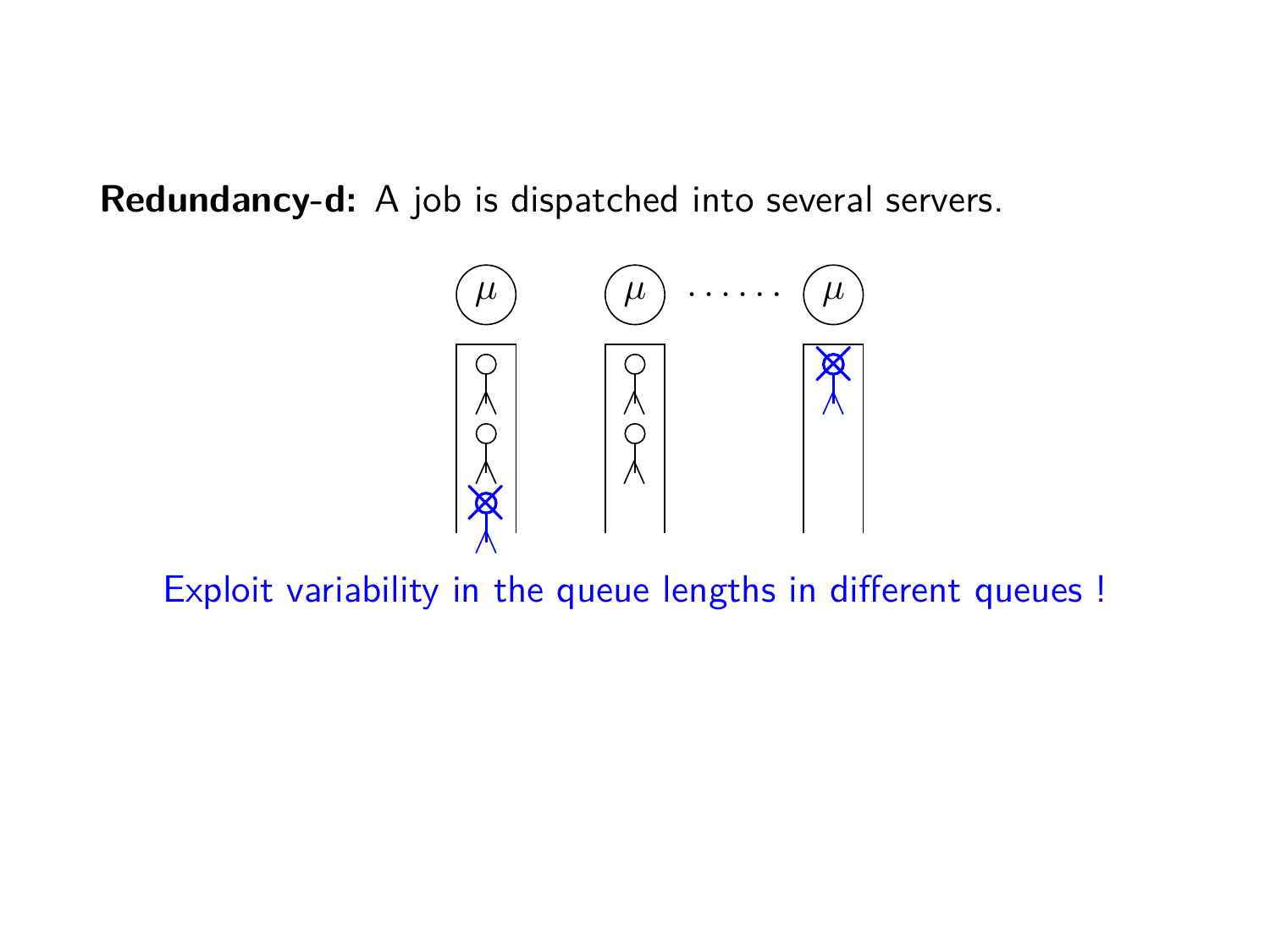**Redundancy-d:** A job is dispatched into several servers.

Exploit variability in the queue lengths in different queues !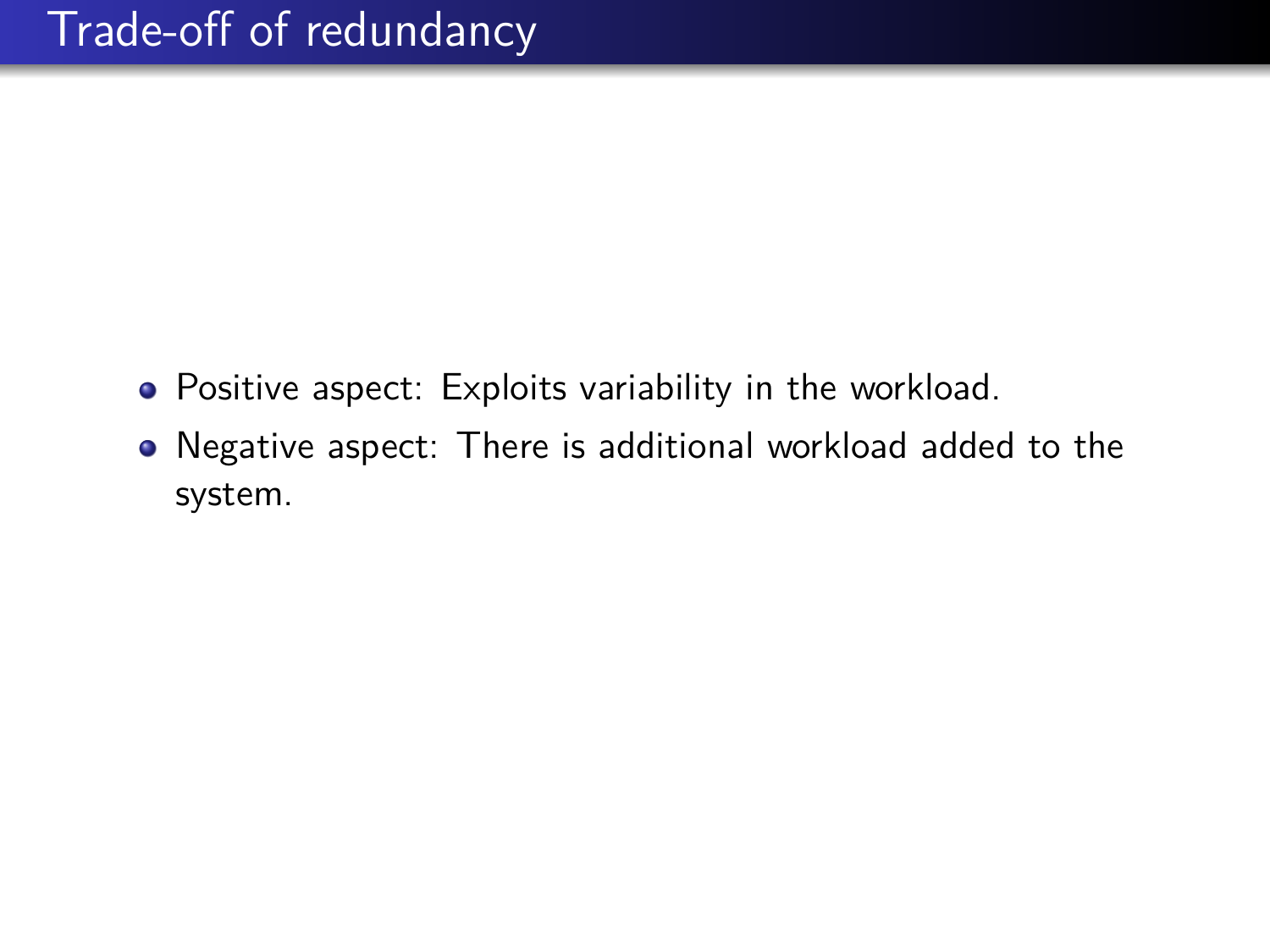# Trade-off of redundancy

- Positive aspect: Exploits variability in the workload.
- Negative aspect: There is additional workload added to the system.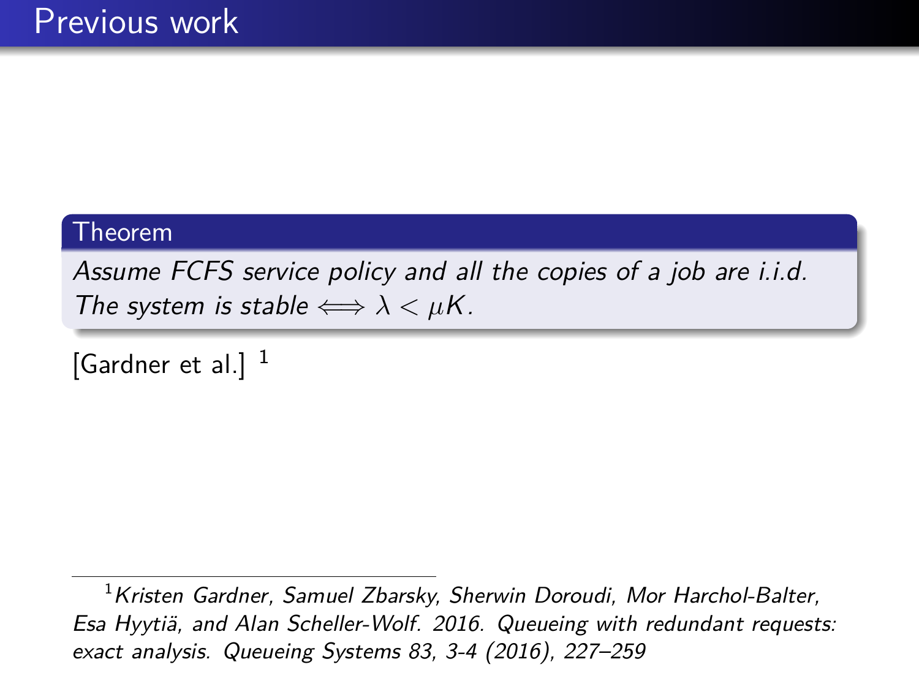# Previous work

**Theorem**

*Assume FCFS service policy and all the copies of a job are i.i.d. The system is stable* $\iff \lambda < \mu K$.

[Gardner et al.] [1]

[1] *Kristen Gardner, Samuel Zbarsky, Sherwin Doroudi, Mor Harchol-Balter, Esa Hyytiä, and Alan Scheller-Wolf. 2016. Queueing with redundant requests: exact analysis. Queueing Systems 83, 3-4 (2016), 227–259*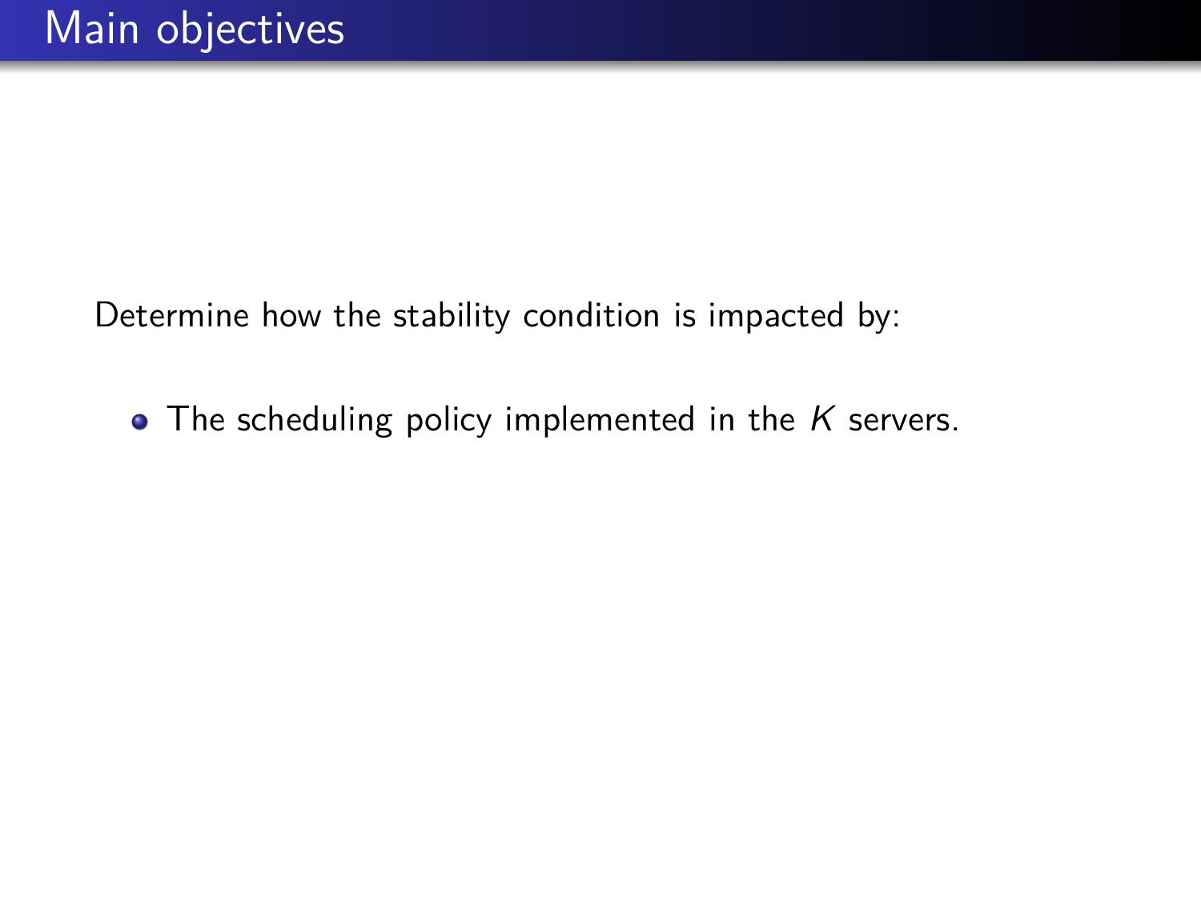# Main objectives

Determine how the stability condition is impacted by:

- The scheduling policy implemented in the $K$ servers.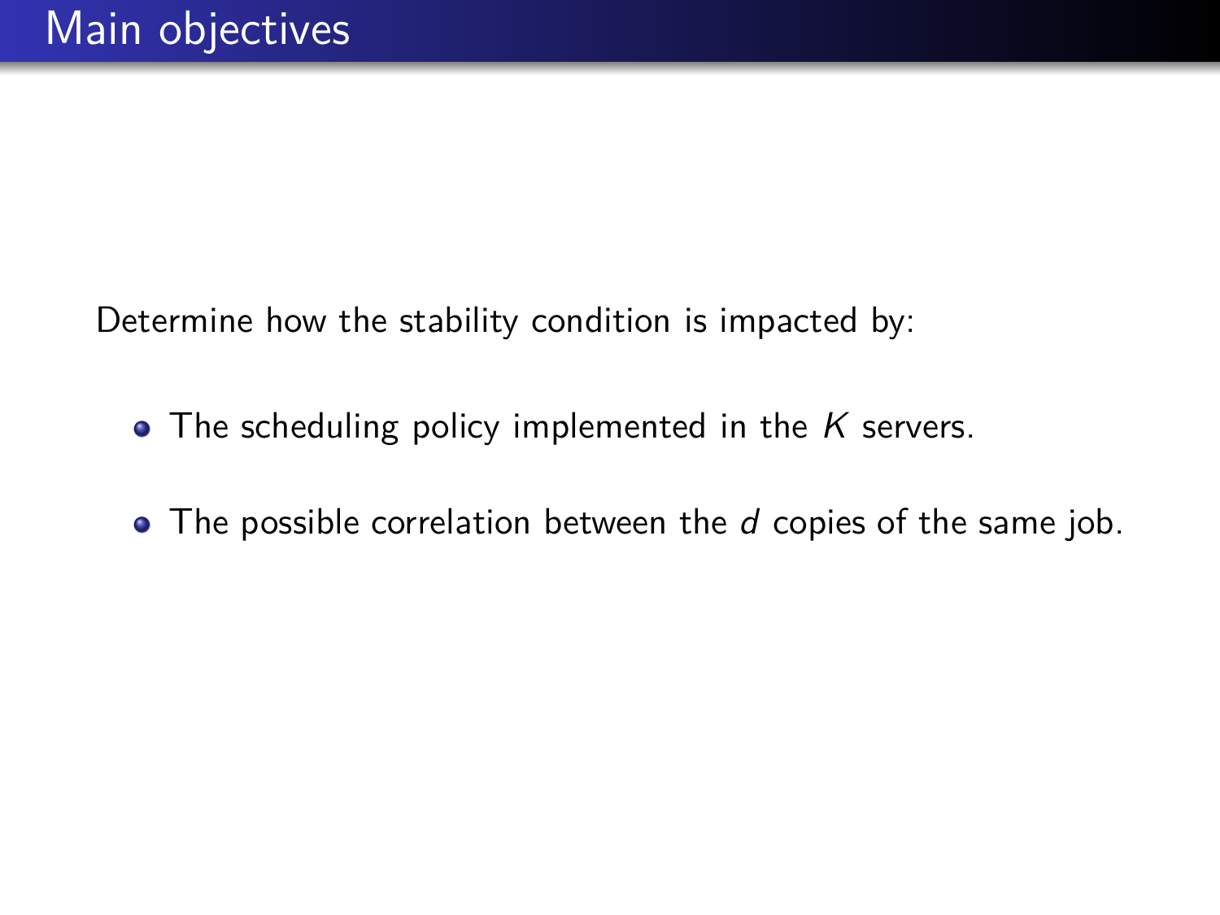# Main objectives

Determine how the stability condition is impacted by:

- The scheduling policy implemented in the $K$ servers.
- The possible correlation between the $d$ copies of the same job.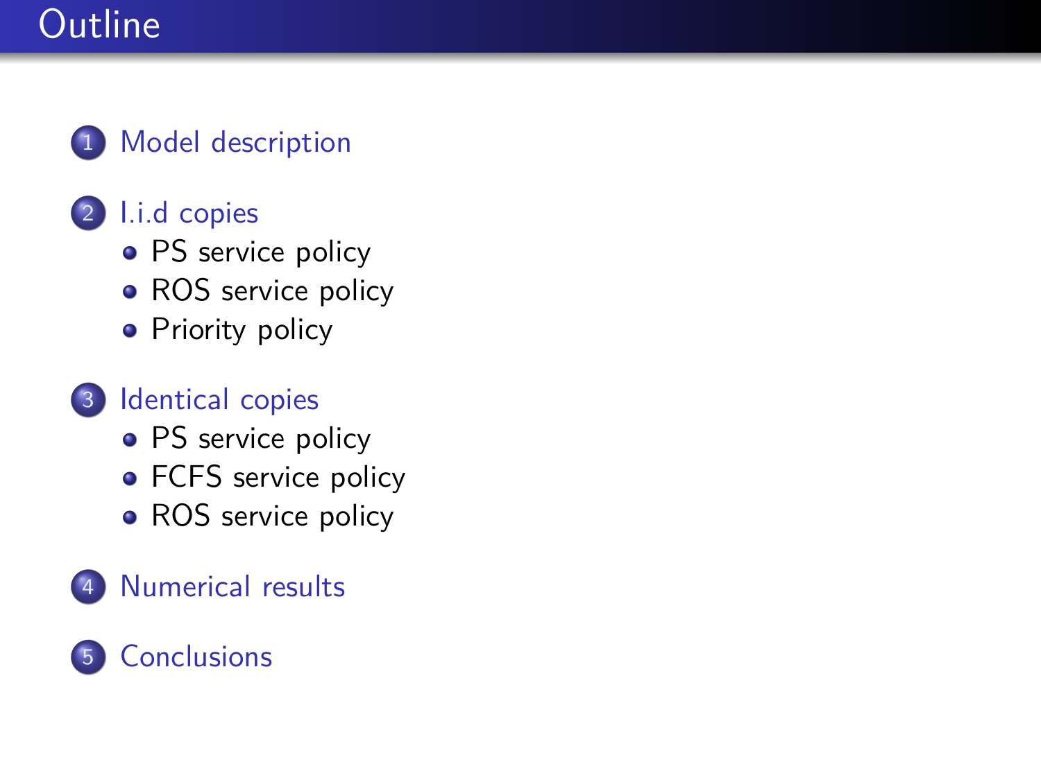# Outline

1. Model description
2. I.i.d copies
   - PS service policy
   - ROS service policy
   - Priority policy
3. Identical copies
   - PS service policy
   - FCFS service policy
   - ROS service policy
4. Numerical results
5. Conclusions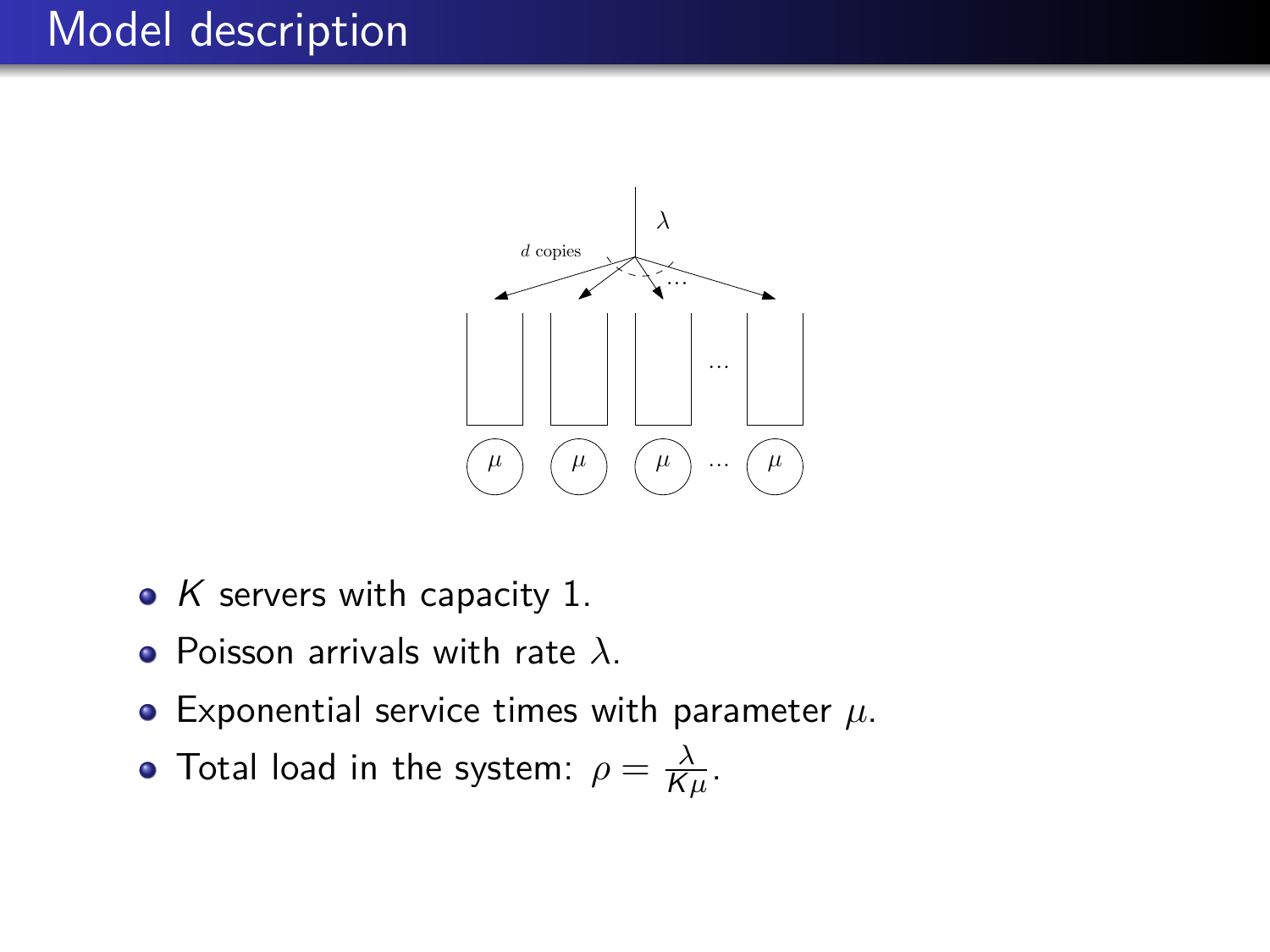# Model description

- $K$ servers with capacity 1.
- Poisson arrivals with rate $\lambda$.
- Exponential service times with parameter $\mu$.
- Total load in the system: $\rho = \frac{\lambda}{K\mu}$.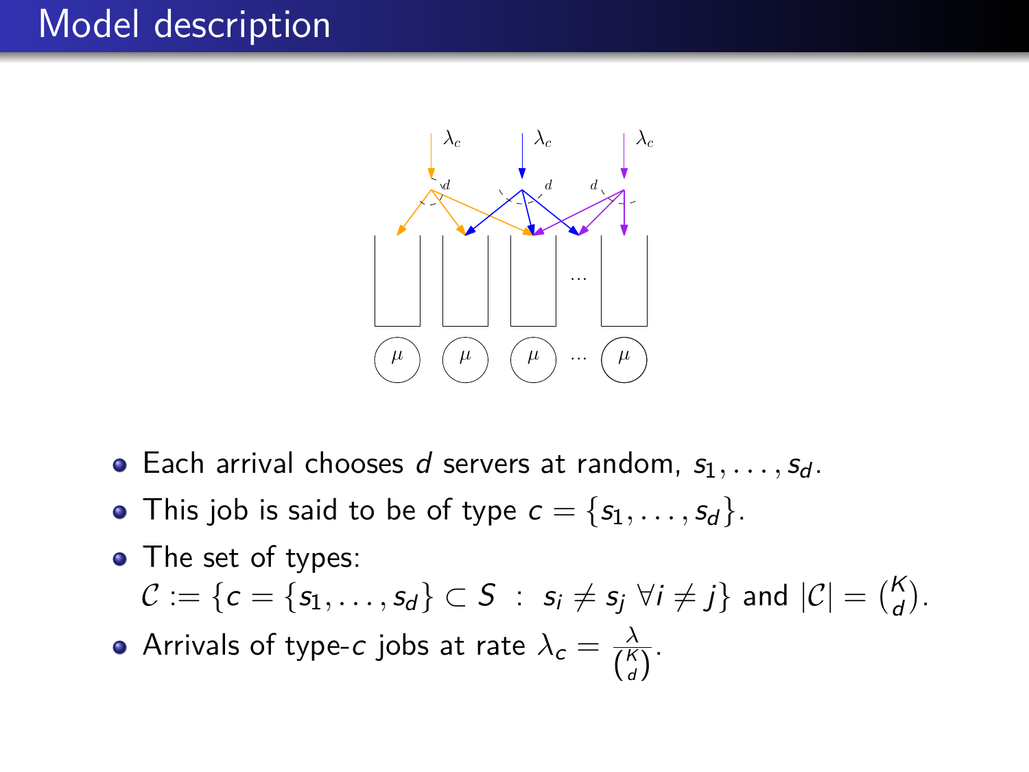# Model description

- Each arrival chooses $d$ servers at random, $s_1, \ldots, s_d$.
- This job is said to be of type $c = \{s_1, \ldots, s_d\}$.
- The set of types:
  $\mathcal{C} := \{c = \{s_1, \ldots, s_d\} \subset S \ : \ s_i \neq s_j \ \forall i \neq j\}$ and $|\mathcal{C}| = \binom{K}{d}$.
- Arrivals of type-$c$ jobs at rate $\lambda_c = \frac{\lambda}{\binom{K}{d}}$.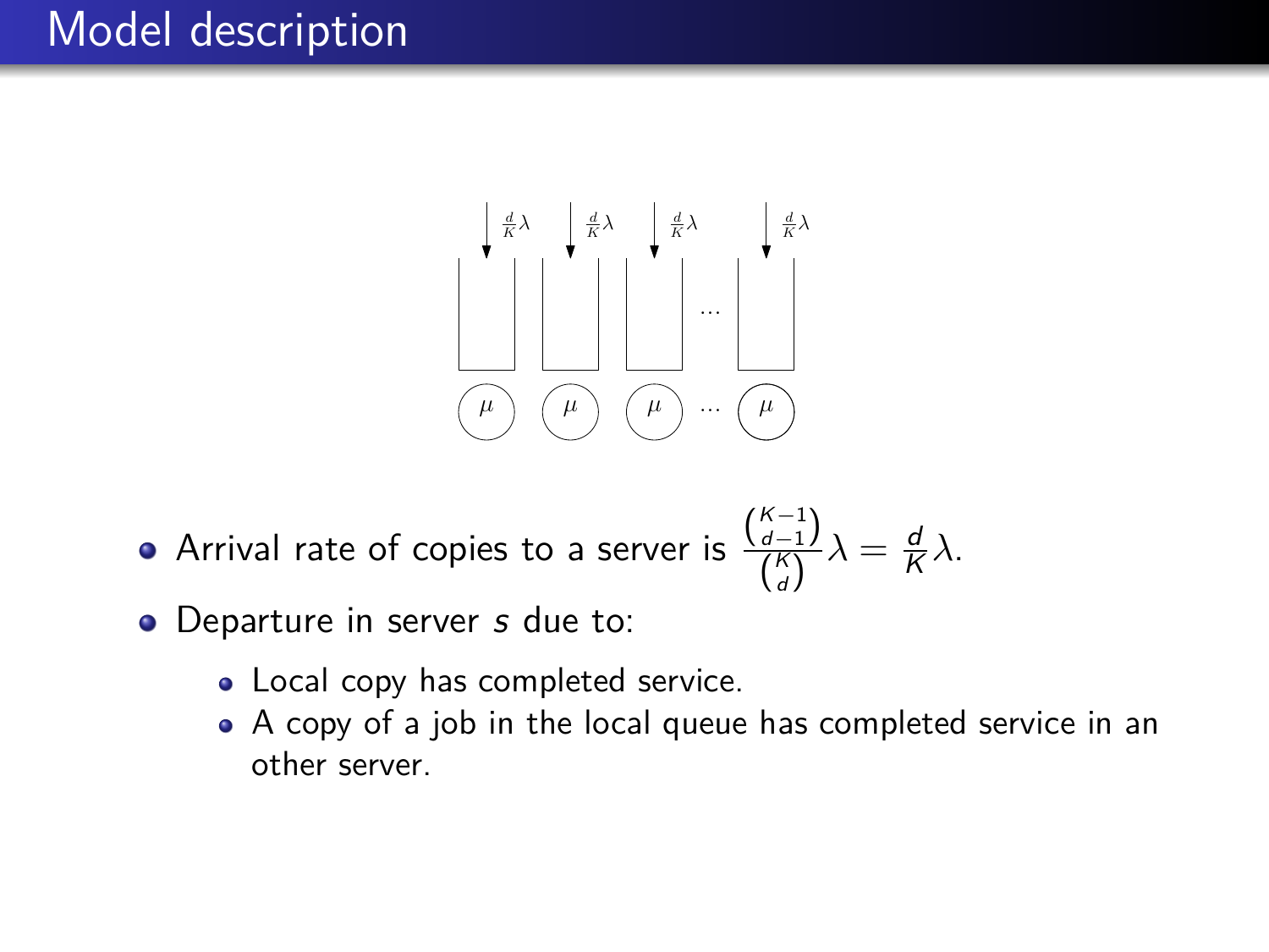# Model description

- Arrival rate of copies to a server is $\frac{\binom{K-1}{d-1}}{\binom{K}{d}}\lambda = \frac{d}{K}\lambda$.
- Departure in server $s$ due to:
  - Local copy has completed service.
  - A copy of a job in the local queue has completed service in an other server.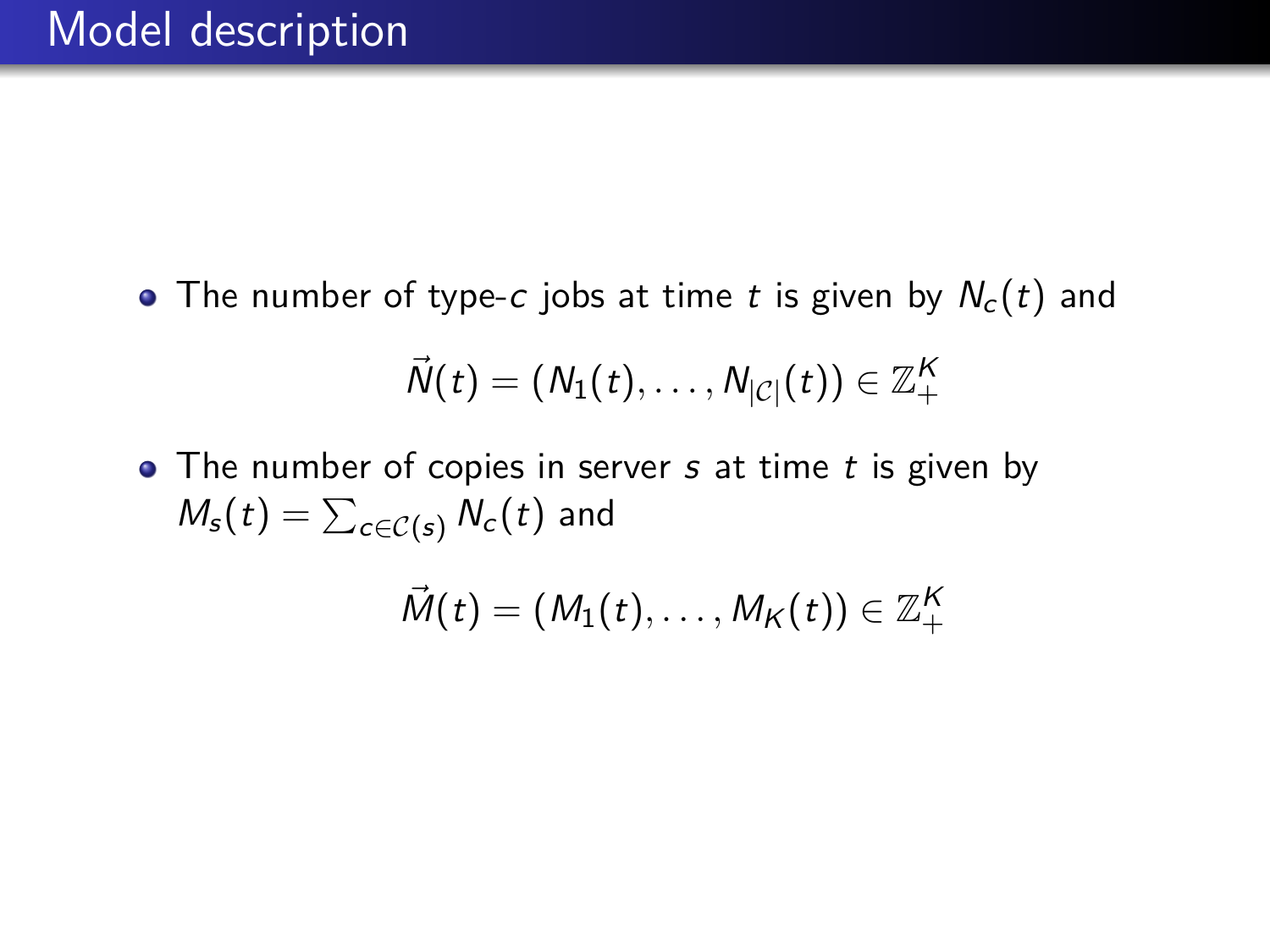# Model description

- The number of type-$c$ jobs at time $t$ is given by $N_c(t)$ and

$$\vec{N}(t) = (N_1(t), \ldots, N_{|\mathcal{C}|}(t)) \in \mathbb{Z}_+^K$$

- The number of copies in server $s$ at time $t$ is given by $M_s(t) = \sum_{c \in \mathcal{C}(s)} N_c(t)$ and

$$\vec{M}(t) = (M_1(t), \ldots, M_K(t)) \in \mathbb{Z}_+^K$$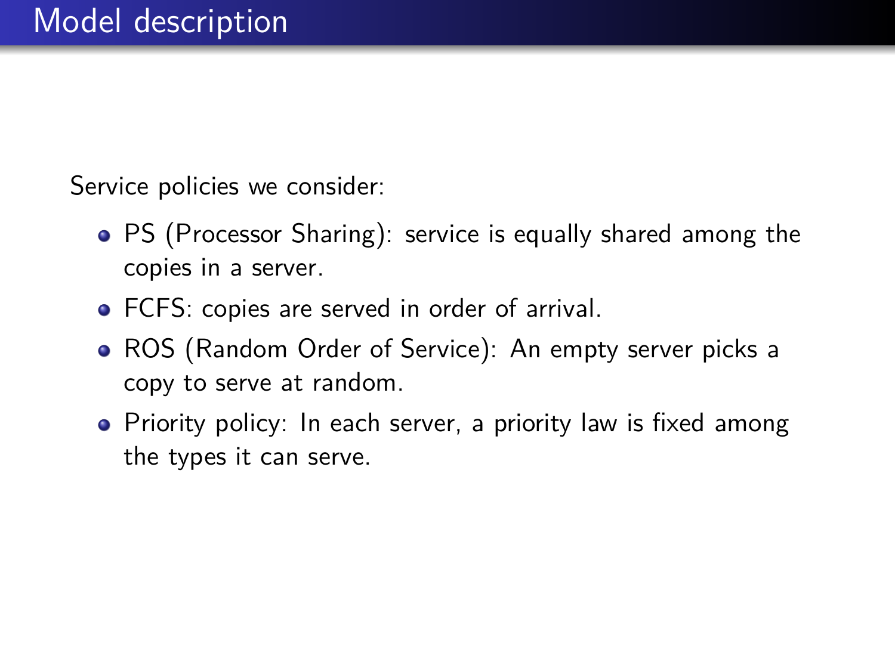# Model description

Service policies we consider:

- PS (Processor Sharing): service is equally shared among the copies in a server.
- FCFS: copies are served in order of arrival.
- ROS (Random Order of Service): An empty server picks a copy to serve at random.
- Priority policy: In each server, a priority law is fixed among the types it can serve.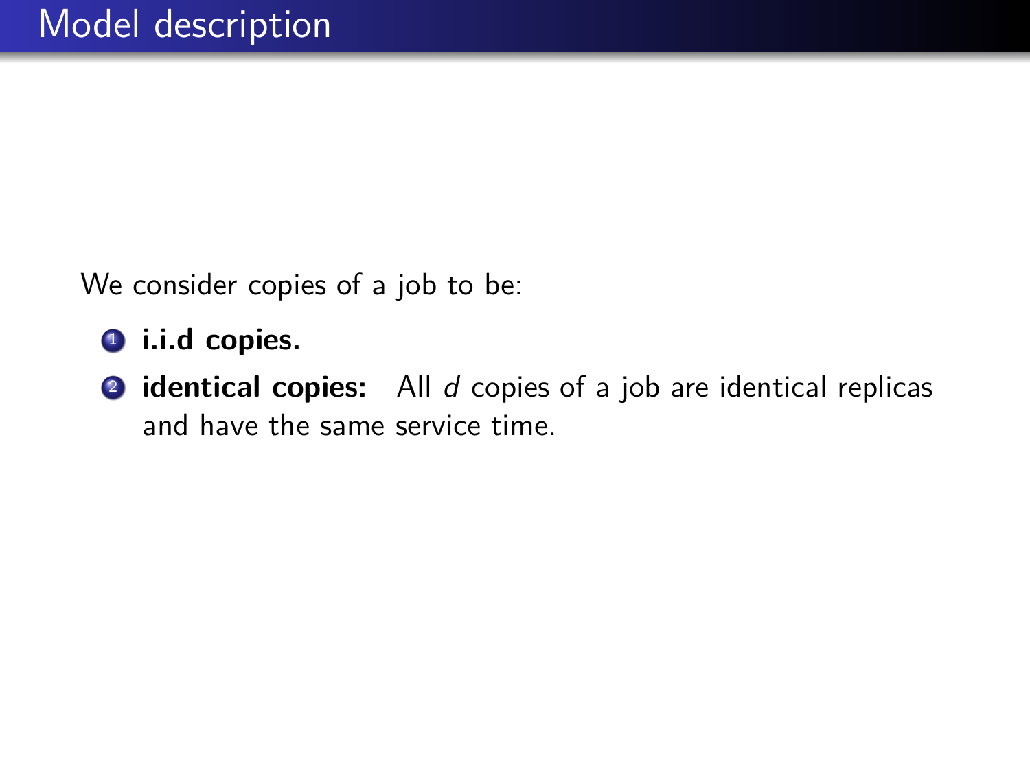# Model description

We consider copies of a job to be:

1. **i.i.d copies.**
2. **identical copies:** All $d$ copies of a job are identical replicas and have the same service time.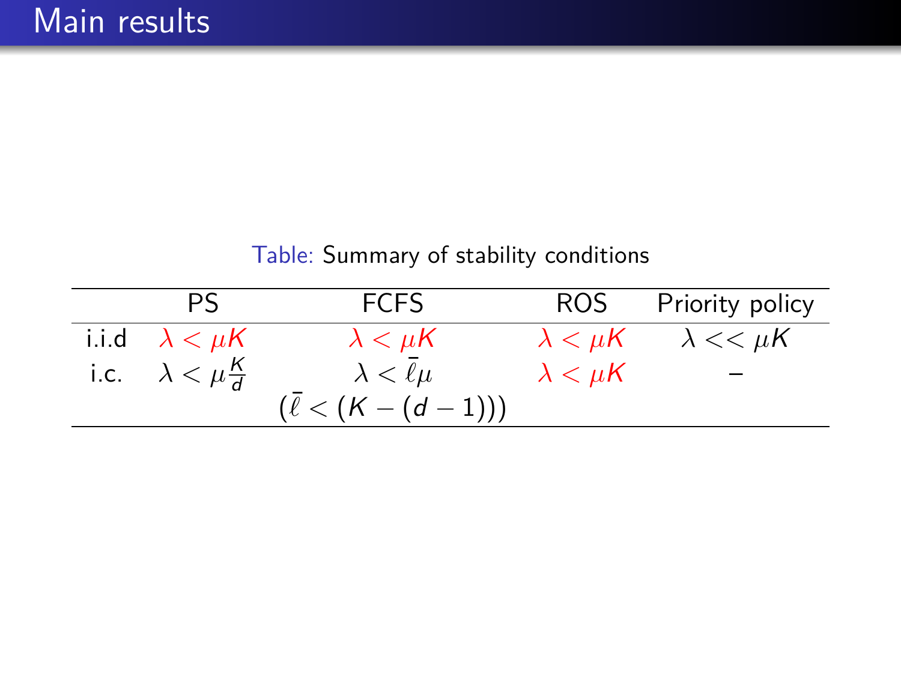# Main results

Table: Summary of stability conditions

| | PS | FCFS | ROS | Priority policy |
|---|---|---|---|---|
| i.i.d | $\lambda < \mu K$ | $\lambda < \mu K$ | $\lambda < \mu K$ | $\lambda << \mu K$ |
| i.c. | $\lambda < \mu \frac{K}{d}$ | $\lambda < \bar{\ell}\mu$ | $\lambda < \mu K$ | – |
| | | $(\bar{\ell} < (K - (d-1)))$ | | |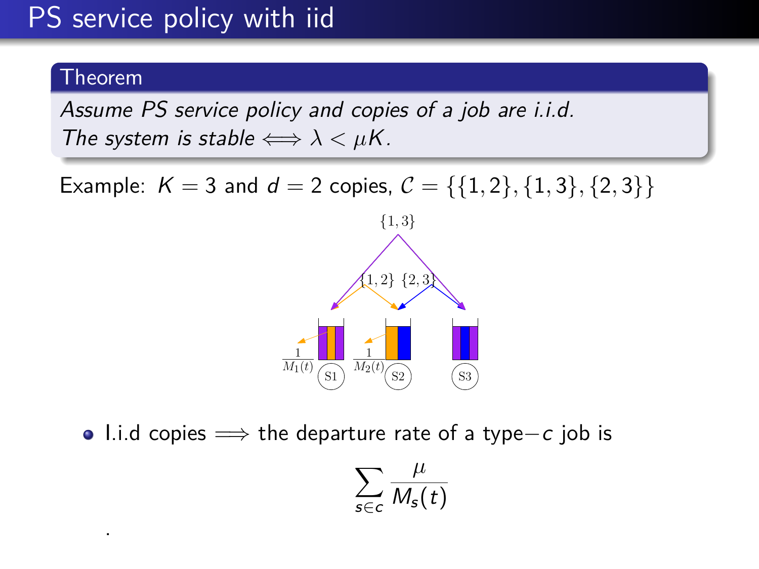# PS service policy with iid

**Theorem**

*Assume PS service policy and copies of a job are i.i.d.*
*The system is stable* $\iff \lambda < \mu K$.

Example: $K = 3$ and $d = 2$ copies, $\mathcal{C} = \{\{1,2\},\{1,3\},\{2,3\}\}$

- I.i.d copies $\implies$ the departure rate of a type$-c$ job is

$$\sum_{s \in c} \frac{\mu}{M_s(t)}$$

.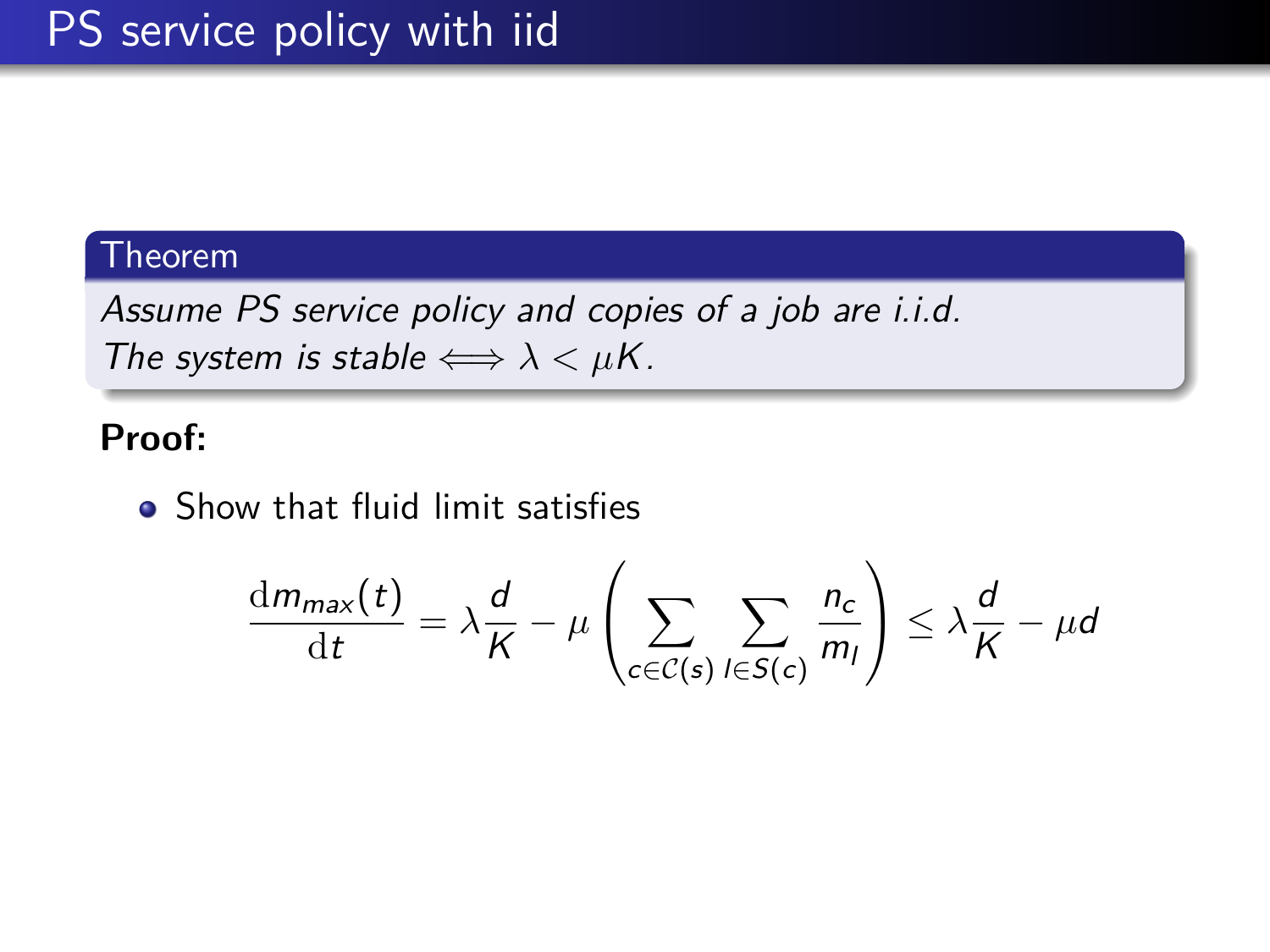# PS service policy with iid

**Theorem**

*Assume PS service policy and copies of a job are i.i.d.*
*The system is stable* $\iff \lambda < \mu K$.

**Proof:**

- Show that fluid limit satisfies

$$\frac{\mathrm{d}m_{max}(t)}{\mathrm{d}t} = \lambda \frac{d}{K} - \mu \left( \sum_{c \in \mathcal{C}(s)} \sum_{l \in S(c)} \frac{n_c}{m_l} \right) \leq \lambda \frac{d}{K} - \mu d$$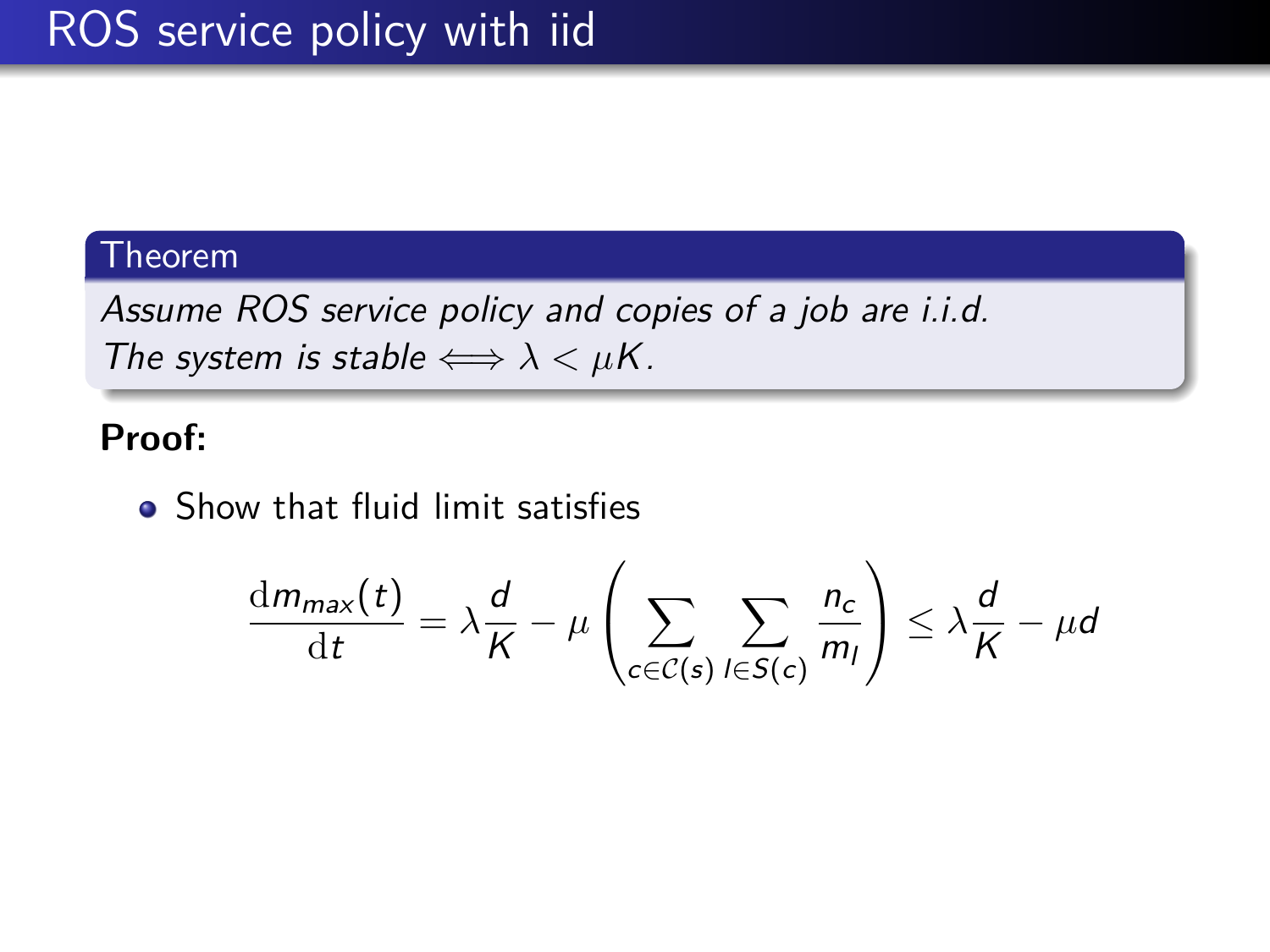# ROS service policy with iid

**Theorem**

*Assume ROS service policy and copies of a job are i.i.d.*
*The system is stable* $\iff \lambda < \mu K$.

**Proof:**

- Show that fluid limit satisfies

$$\frac{\mathrm{d}m_{max}(t)}{\mathrm{d}t} = \lambda \frac{d}{K} - \mu \left( \sum_{c \in \mathcal{C}(s)} \sum_{l \in S(c)} \frac{n_c}{m_l} \right) \leq \lambda \frac{d}{K} - \mu d$$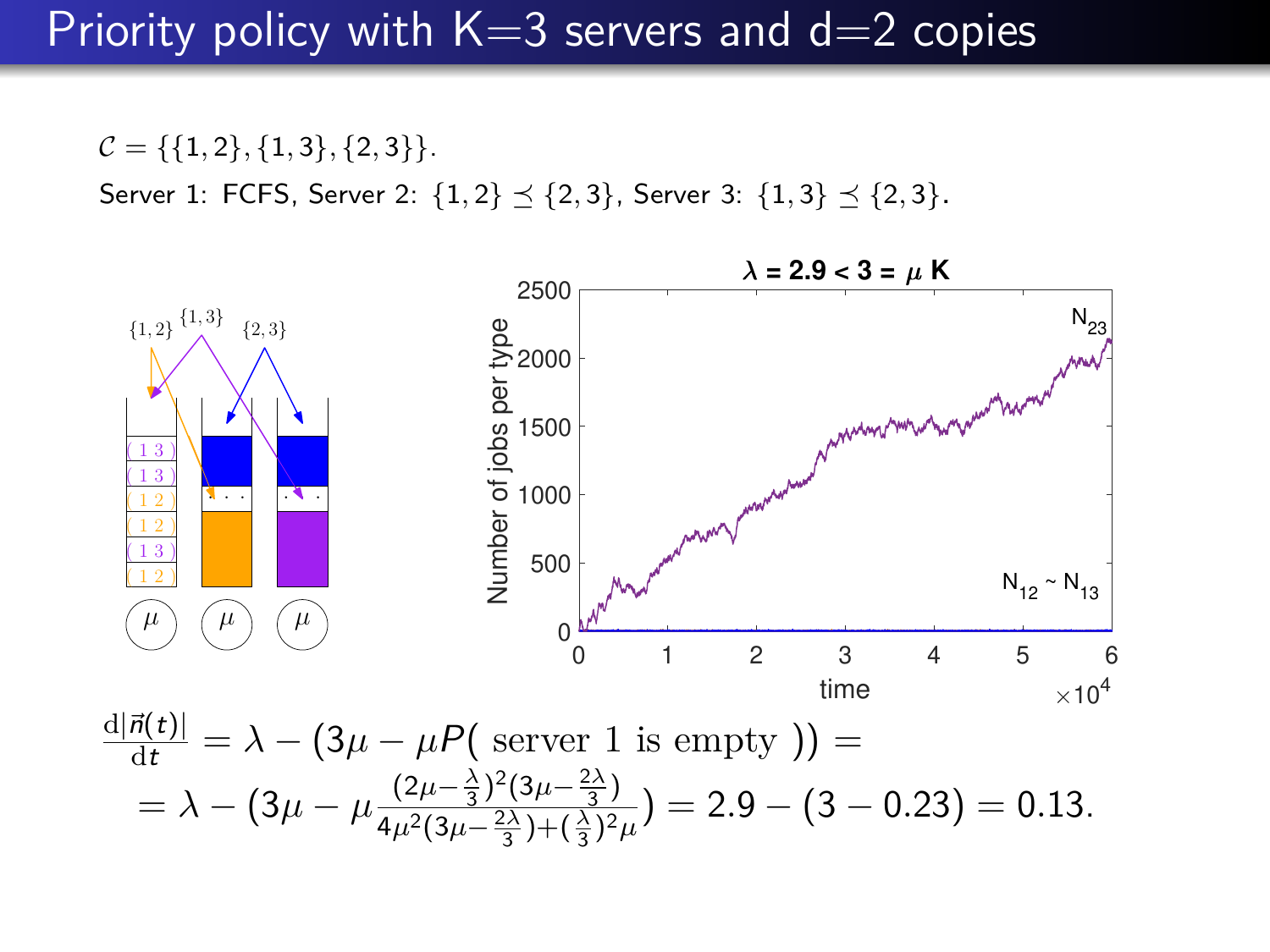# Priority policy with K=3 servers and d=2 copies

$\mathcal{C} = \{\{1,2\},\{1,3\},\{2,3\}\}$.

Server 1: FCFS, Server 2: $\{1,2\} \preceq \{2,3\}$, Server 3: $\{1,3\} \preceq \{2,3\}$.

$$\frac{\mathrm{d}|\vec{n}(t)|}{\mathrm{d}t} = \lambda - (3\mu - \mu P(\text{ server 1 is empty })) =$$

$$= \lambda - \left(3\mu - \mu \frac{(2\mu - \frac{\lambda}{3})^2(3\mu - \frac{2\lambda}{3})}{4\mu^2(3\mu - \frac{2\lambda}{3}) + (\frac{\lambda}{3})^2\mu}\right) = 2.9 - (3 - 0.23) = 0.13.$$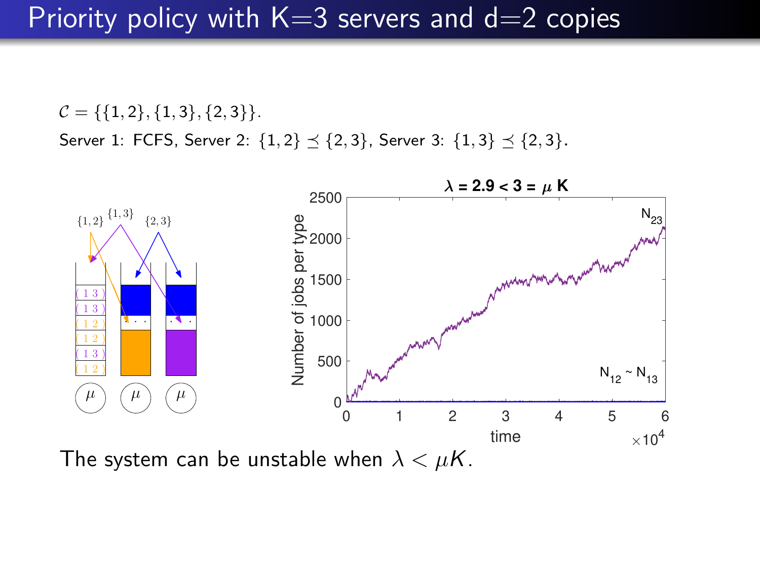# Priority policy with K=3 servers and d=2 copies

$\mathcal{C} = \{\{1,2\},\{1,3\},\{2,3\}\}$.

Server 1: FCFS, Server 2: $\{1,2\} \preceq \{2,3\}$, Server 3: $\{1,3\} \preceq \{2,3\}$.

The system can be unstable when $\lambda < \mu K$.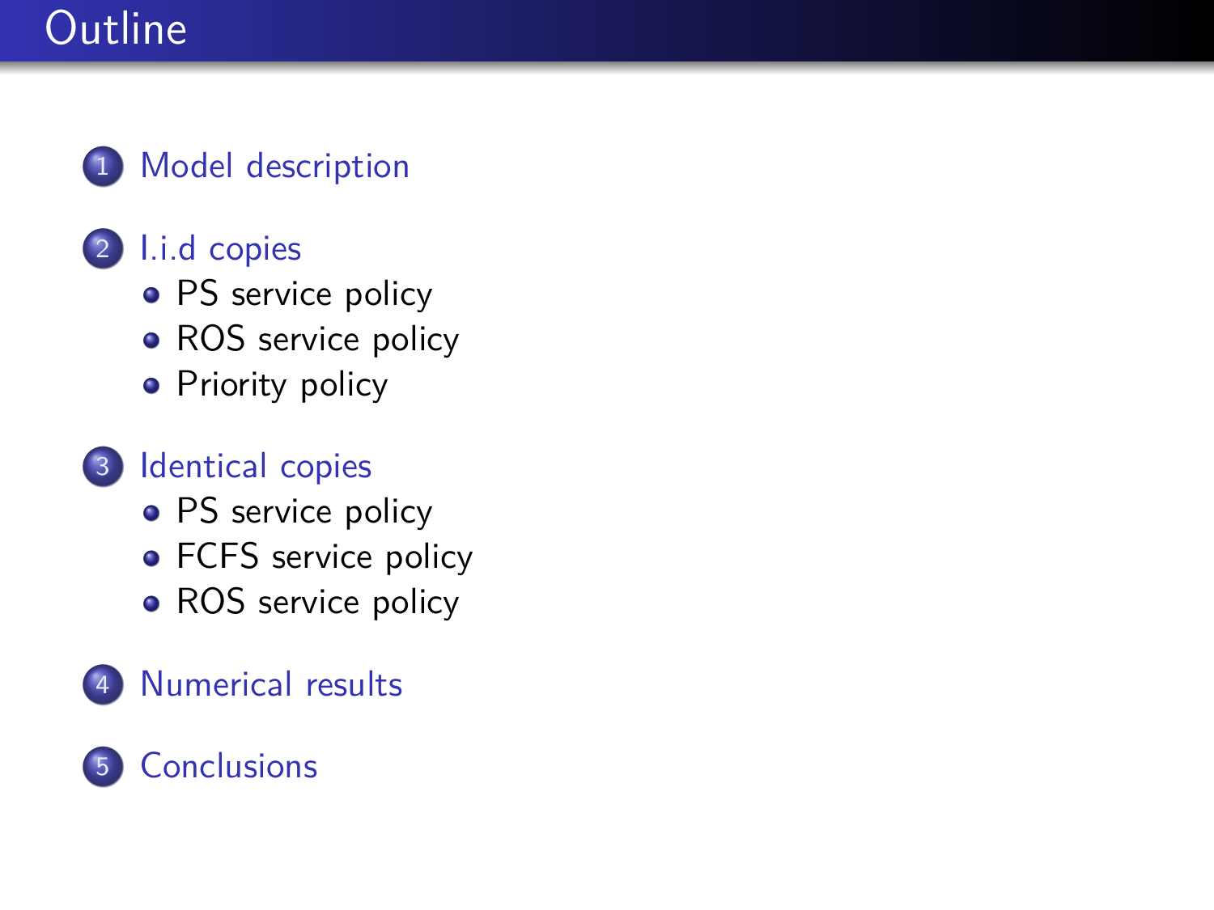# Outline

1. Model description
2. I.i.d copies
   - PS service policy
   - ROS service policy
   - Priority policy
3. Identical copies
   - PS service policy
   - FCFS service policy
   - ROS service policy
4. Numerical results
5. Conclusions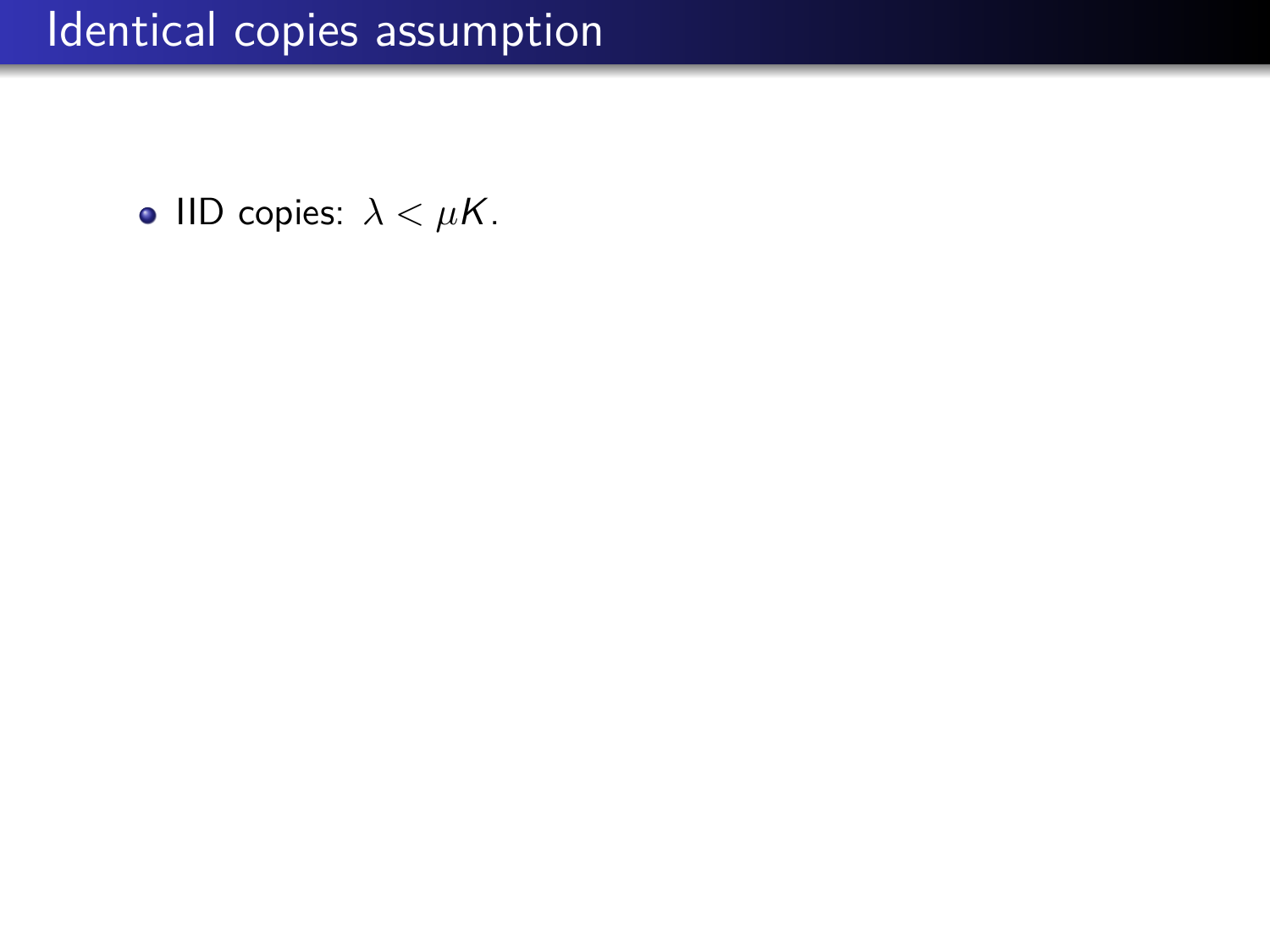# Identical copies assumption

- IID copies: $\lambda < \mu K$.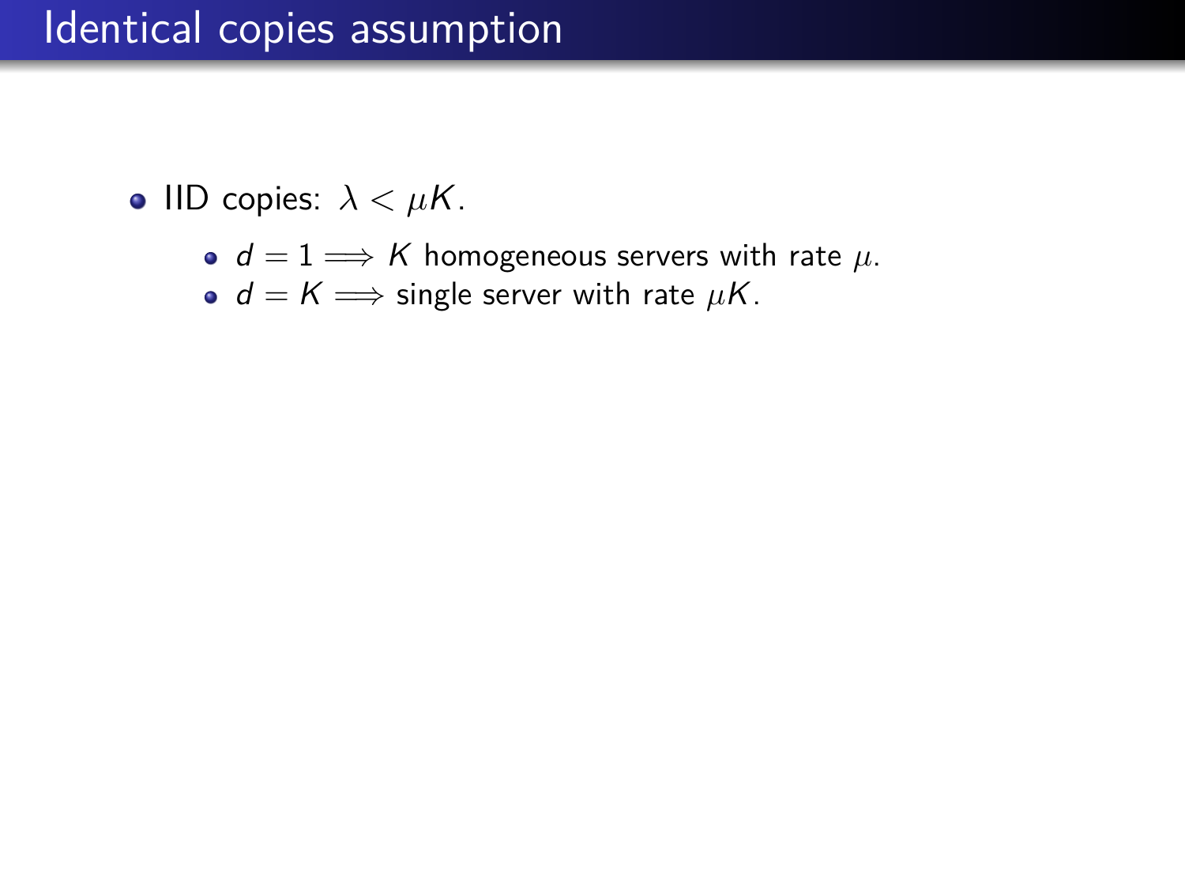# Identical copies assumption

- IID copies: $\lambda < \mu K$.
  - $d = 1 \implies K$ homogeneous servers with rate $\mu$.
  - $d = K \implies$ single server with rate $\mu K$.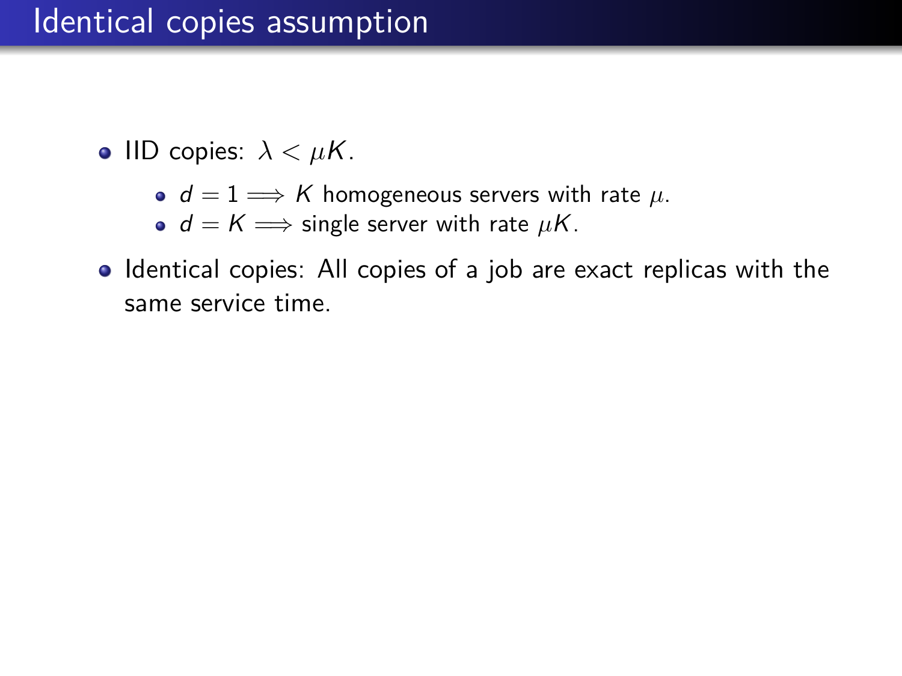# Identical copies assumption

- IID copies: $\lambda < \mu K$.
  - $d = 1 \implies K$ homogeneous servers with rate $\mu$.
  - $d = K \implies$ single server with rate $\mu K$.
- Identical copies: All copies of a job are exact replicas with the same service time.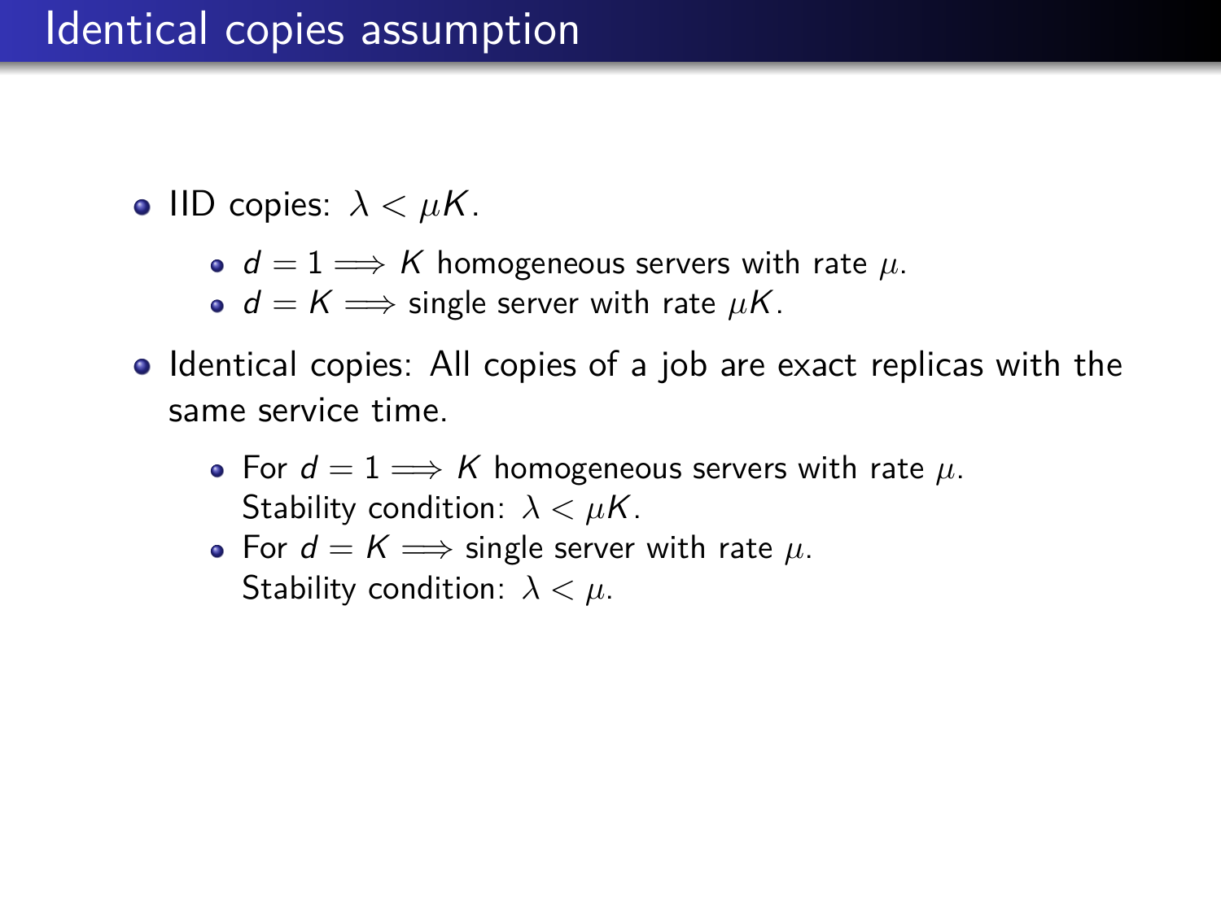# Identical copies assumption

- IID copies: $\lambda < \mu K$.
  - $d = 1 \implies K$ homogeneous servers with rate $\mu$.
  - $d = K \implies$ single server with rate $\mu K$.
- Identical copies: All copies of a job are exact replicas with the same service time.
  - For $d = 1 \implies K$ homogeneous servers with rate $\mu$.
    Stability condition: $\lambda < \mu K$.
  - For $d = K \implies$ single server with rate $\mu$.
    Stability condition: $\lambda < \mu$.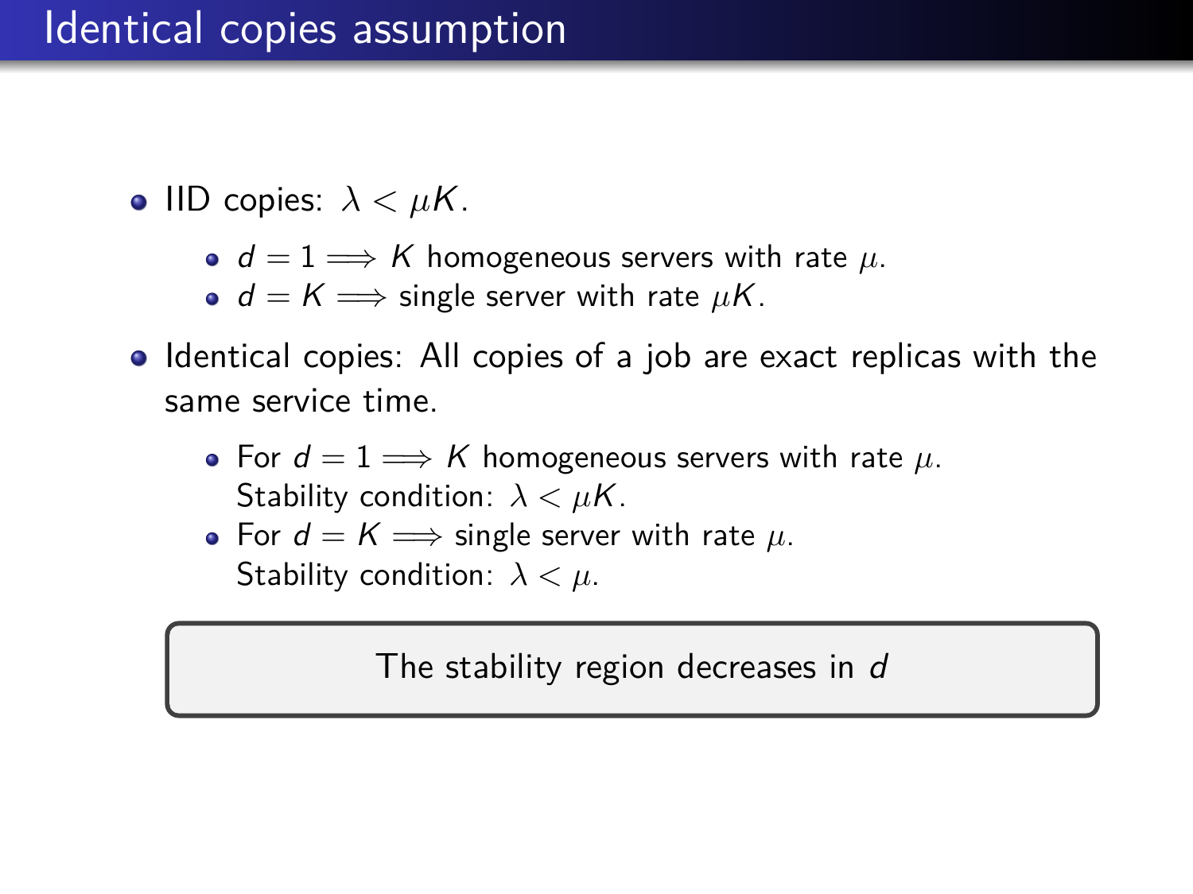# Identical copies assumption

- IID copies: $\lambda < \mu K$.
  - $d = 1 \implies K$ homogeneous servers with rate $\mu$.
  - $d = K \implies$ single server with rate $\mu K$.
- Identical copies: All copies of a job are exact replicas with the same service time.
  - For $d = 1 \implies K$ homogeneous servers with rate $\mu$. Stability condition: $\lambda < \mu K$.
  - For $d = K \implies$ single server with rate $\mu$. Stability condition: $\lambda < \mu$.

> The stability region decreases in $d$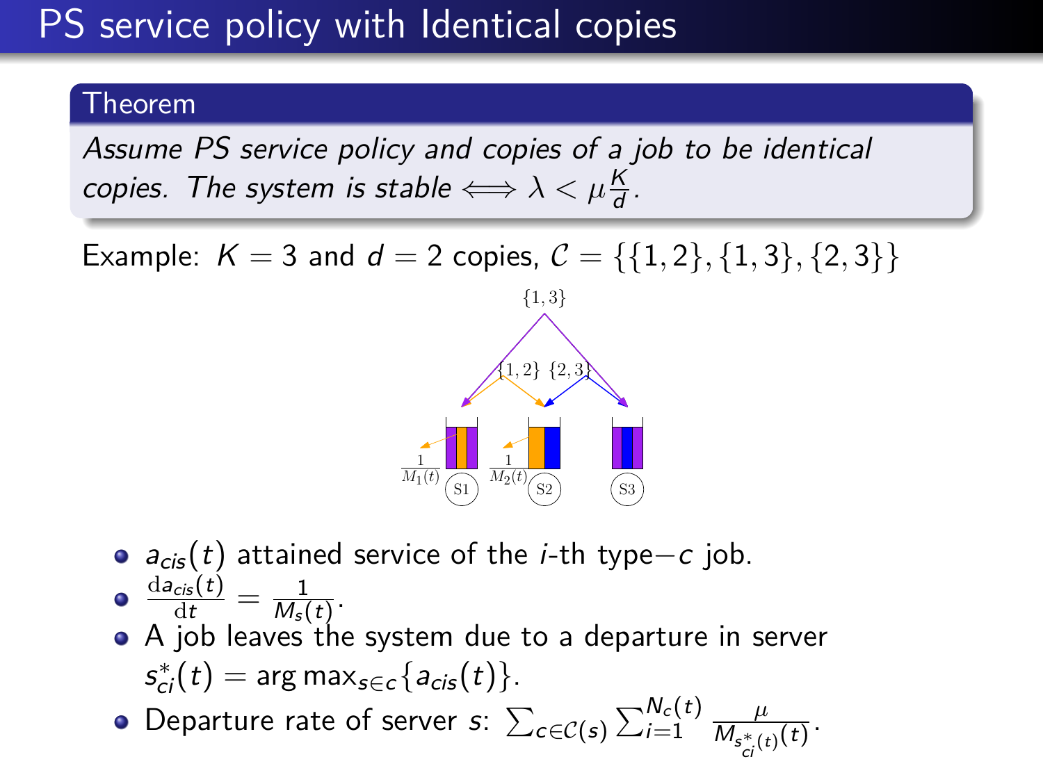# PS service policy with Identical copies

**Theorem**

*Assume PS service policy and copies of a job to be identical copies. The system is stable* $\iff \lambda < \mu \frac{K}{d}$.

Example: $K = 3$ and $d = 2$ copies, $\mathcal{C} = \{\{1,2\},\{1,3\},\{2,3\}\}$

- $a_{cis}(t)$ attained service of the $i$-th type$-c$ job.
- $\frac{\mathrm{d}a_{cis}(t)}{\mathrm{d}t} = \frac{1}{M_s(t)}$.
- A job leaves the system due to a departure in server $s^*_{ci}(t) = \arg\max_{s \in c}\{a_{cis}(t)\}$.
- Departure rate of server $s$: $\sum_{c \in \mathcal{C}(s)} \sum_{i=1}^{N_c(t)} \frac{\mu}{M_{s^*_{ci}(t)}(t)}$.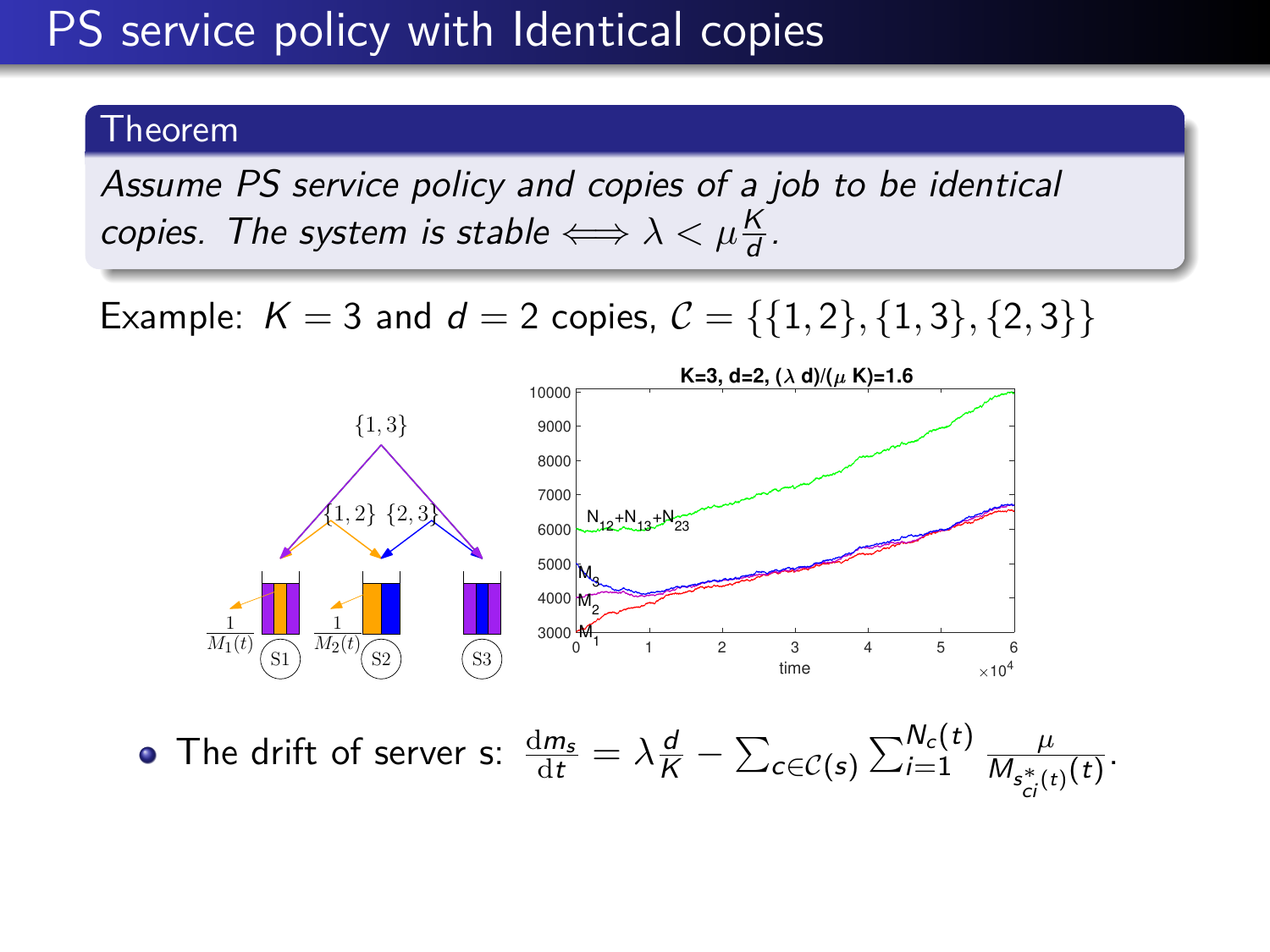# PS service policy with Identical copies

**Theorem**

*Assume PS service policy and copies of a job to be identical copies. The system is stable* $\iff \lambda < \mu \frac{K}{d}$.

Example: $K = 3$ and $d = 2$ copies, $\mathcal{C} = \{\{1,2\},\{1,3\},\{2,3\}\}$

- The drift of server s: $\frac{\mathrm{d}m_s}{\mathrm{d}t} = \lambda \frac{d}{K} - \sum_{c \in \mathcal{C}(s)} \sum_{i=1}^{N_c(t)} \frac{\mu}{M_{s^*_{ci}(t)}(t)}$.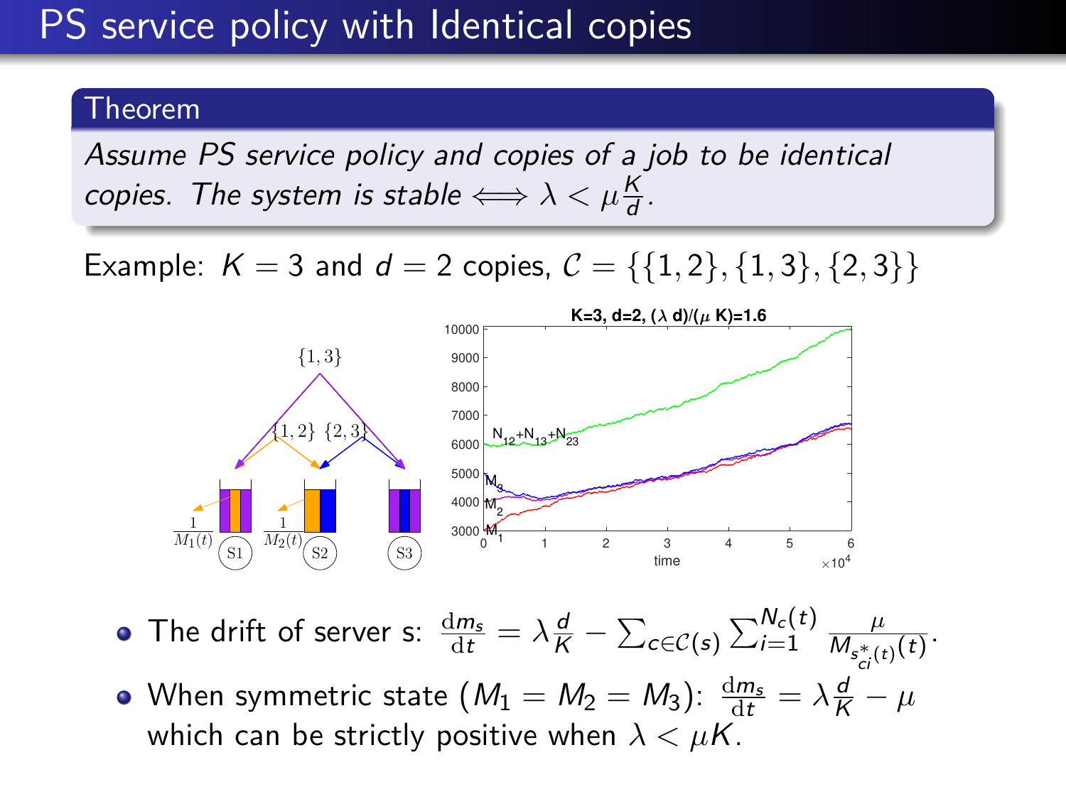# PS service policy with Identical copies

**Theorem**

*Assume PS service policy and copies of a job to be identical copies. The system is stable* $\iff \lambda < \mu \frac{K}{d}$.

Example: $K = 3$ and $d = 2$ copies, $\mathcal{C} = \{\{1,2\},\{1,3\},\{2,3\}\}$

- The drift of server s: $\frac{\mathrm{d}m_s}{\mathrm{d}t} = \lambda \frac{d}{K} - \sum_{c \in \mathcal{C}(s)} \sum_{i=1}^{N_c(t)} \frac{\mu}{M_{s^*_{ci}(t)}(t)}$.
- When symmetric state ($M_1 = M_2 = M_3$): $\frac{\mathrm{d}m_s}{\mathrm{d}t} = \lambda \frac{d}{K} - \mu$ which can be strictly positive when $\lambda < \mu K$.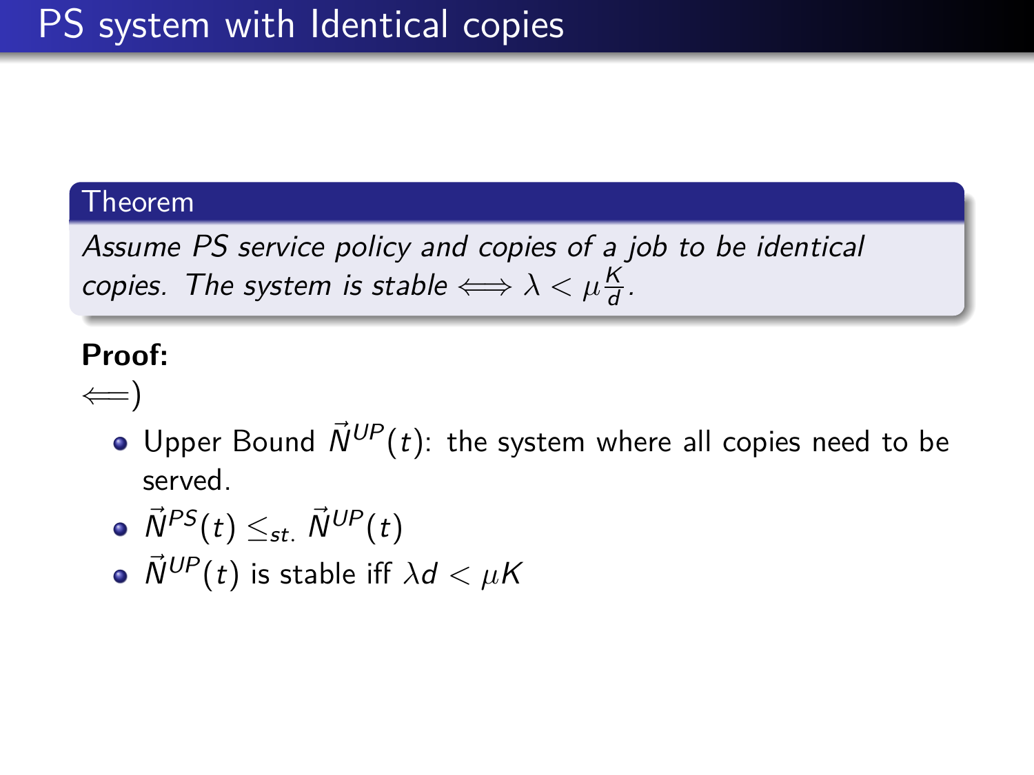# PS system with Identical copies

**Theorem**

*Assume PS service policy and copies of a job to be identical copies. The system is stable* $\iff \lambda < \mu \frac{K}{d}$.

**Proof:**

$\Longleftarrow$)

- Upper Bound $\vec{N}^{UP}(t)$: the system where all copies need to be served.
- $\vec{N}^{PS}(t) \leq_{st.} \vec{N}^{UP}(t)$
- $\vec{N}^{UP}(t)$ is stable iff $\lambda d < \mu K$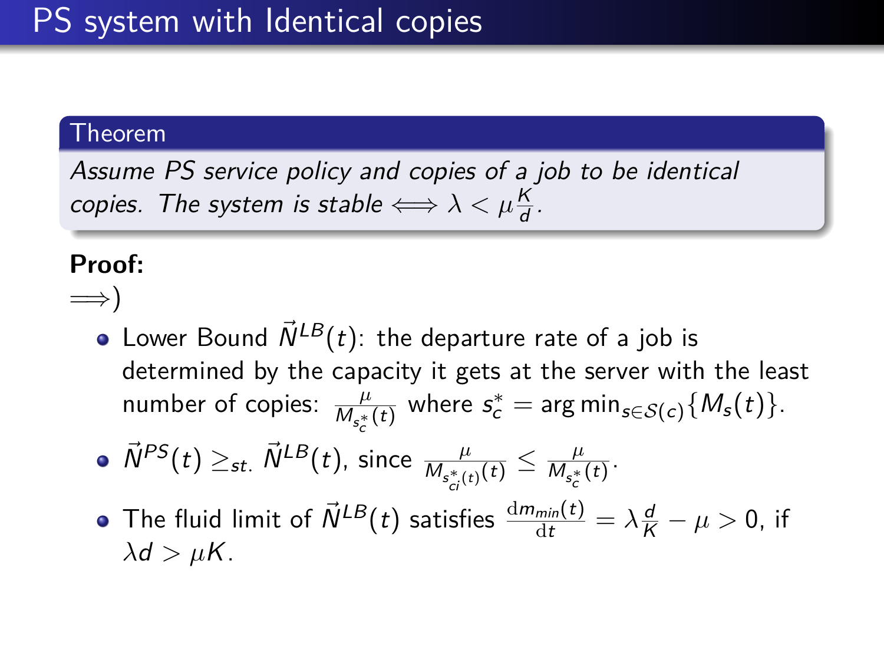# PS system with Identical copies

**Theorem**

*Assume PS service policy and copies of a job to be identical copies. The system is stable* $\iff \lambda < \mu\frac{K}{d}$.

**Proof:**

$\Longrightarrow$)

- Lower Bound $\vec{N}^{LB}(t)$: the departure rate of a job is determined by the capacity it gets at the server with the least number of copies: $\frac{\mu}{M_{s_c^*}(t)}$ where $s_c^* = \arg\min_{s \in \mathcal{S}(c)}\{M_s(t)\}$.
- $\vec{N}^{PS}(t) \geq_{st.} \vec{N}^{LB}(t)$, since $\frac{\mu}{M_{s_{ci}^*(t)}(t)} \leq \frac{\mu}{M_{s_c^*}(t)}$.
- The fluid limit of $\vec{N}^{LB}(t)$ satisfies $\frac{\mathrm{d}m_{min}(t)}{\mathrm{d}t} = \lambda\frac{d}{K} - \mu > 0$, if $\lambda d > \mu K$.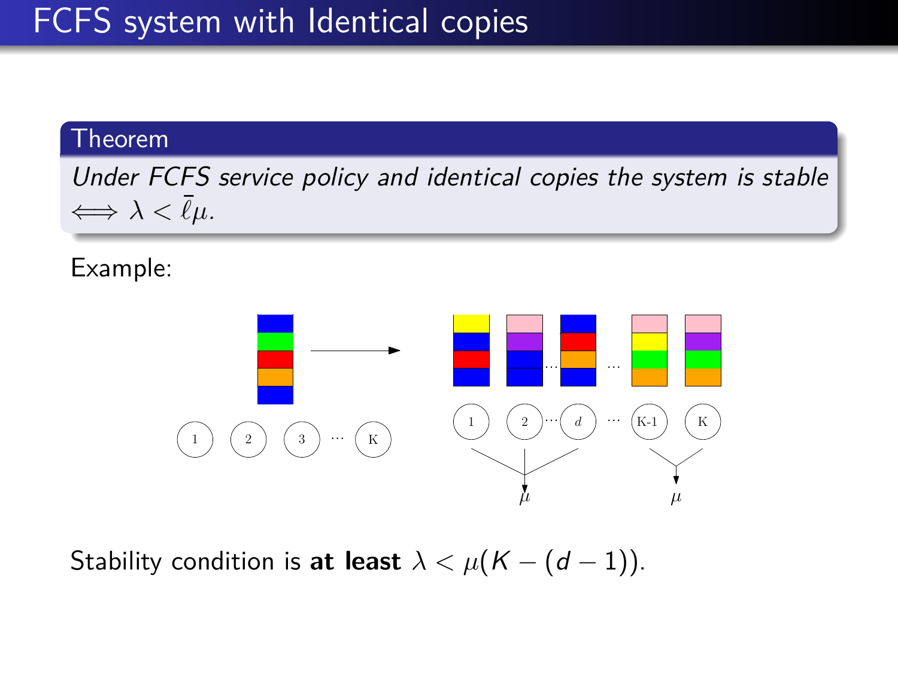# FCFS system with Identical copies

**Theorem**

*Under FCFS service policy and identical copies the system is stable* $\iff \lambda < \bar{\ell}\mu$.

Example:

Stability condition is **at least** $\lambda < \mu(K - (d-1))$.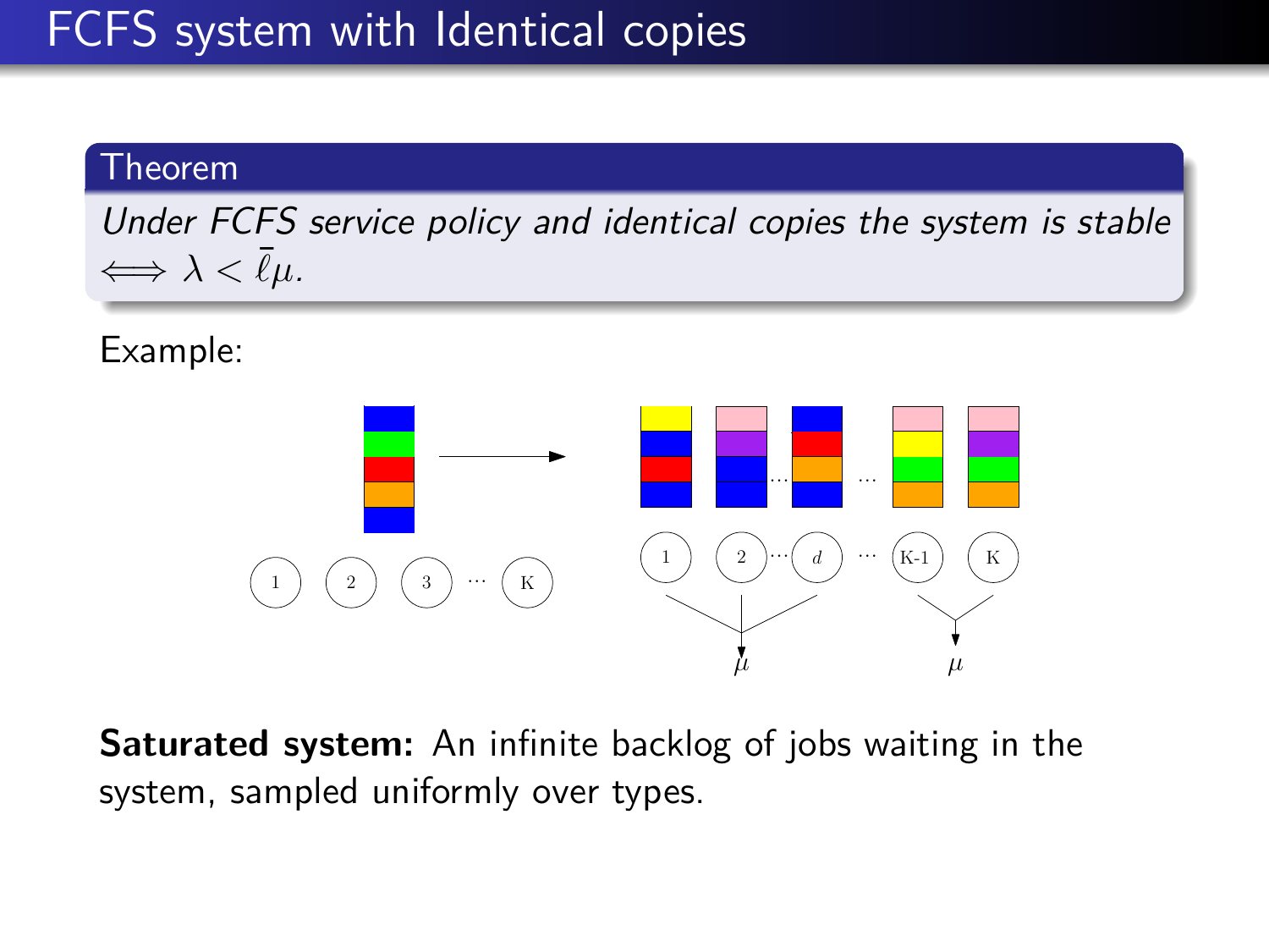# FCFS system with Identical copies

**Theorem**

*Under FCFS service policy and identical copies the system is stable* $\iff \lambda < \bar{\ell}\mu$.

Example:

**Saturated system:** An infinite backlog of jobs waiting in the system, sampled uniformly over types.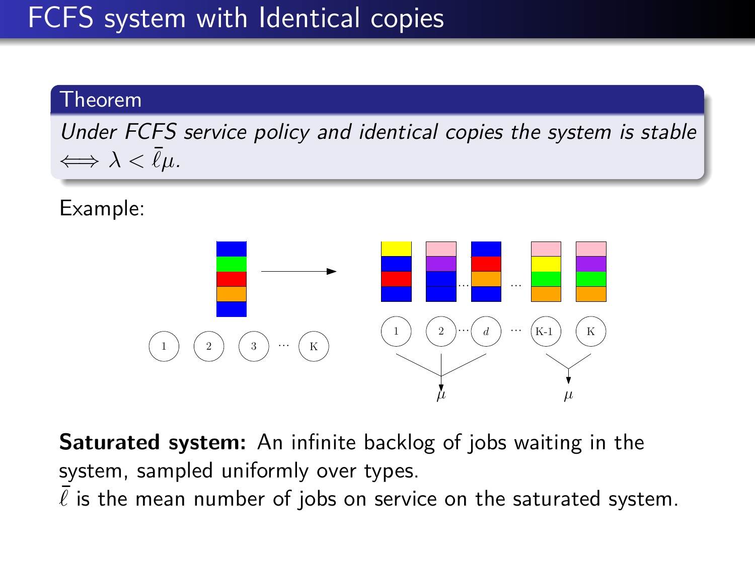# FCFS system with Identical copies

**Theorem**

*Under FCFS service policy and identical copies the system is stable* $\iff \lambda < \bar{\ell}\mu$.

Example:

**Saturated system:** An infinite backlog of jobs waiting in the system, sampled uniformly over types.

$\bar{\ell}$ is the mean number of jobs on service on the saturated system.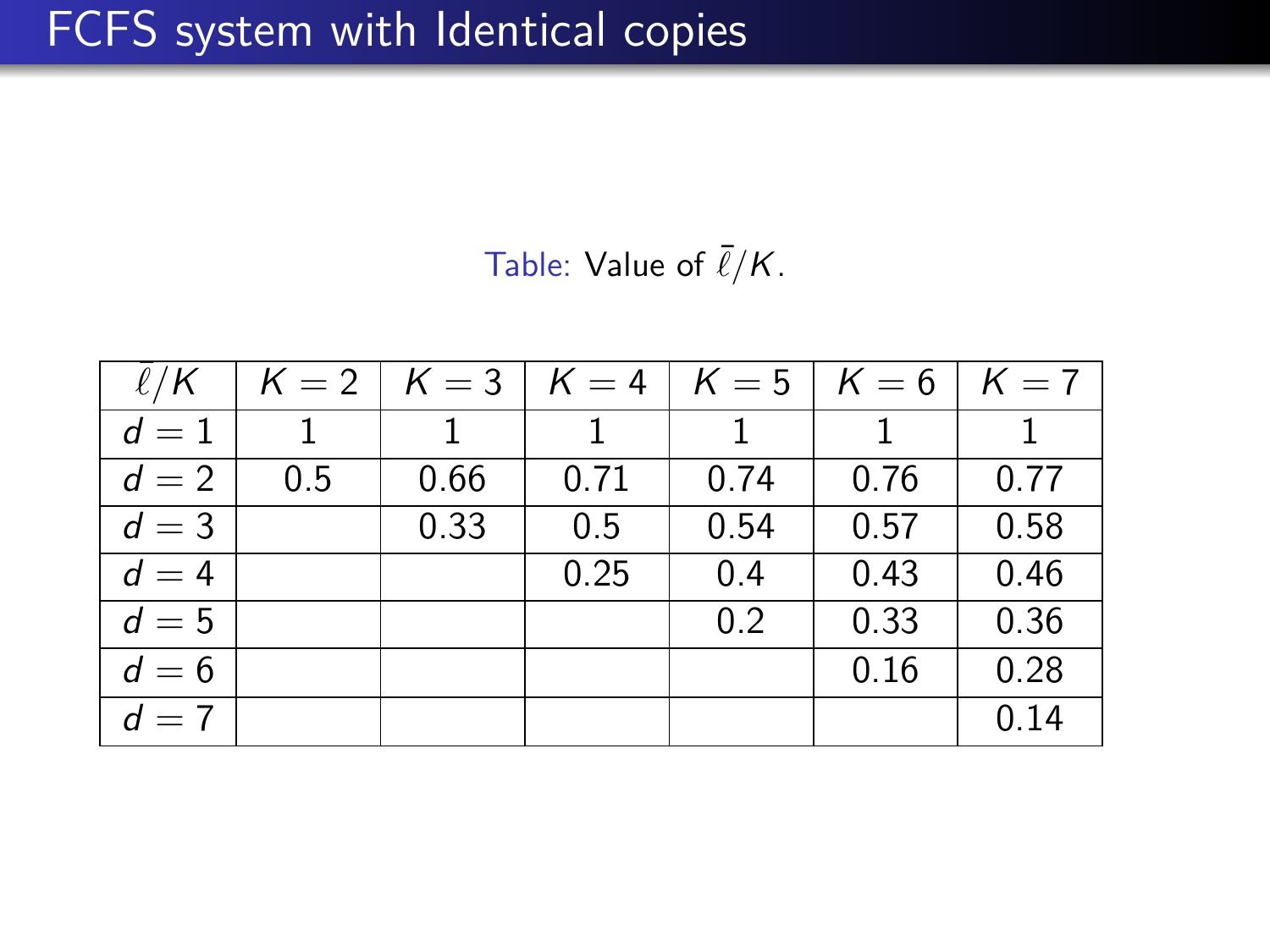# FCFS system with Identical copies

Table: Value of $\bar{\ell}/K$.

| $\bar{\ell}/K$ | $K=2$ | $K=3$ | $K=4$ | $K=5$ | $K=6$ | $K=7$ |
|---|---|---|---|---|---|---|
| $d=1$ | 1 | 1 | 1 | 1 | 1 | 1 |
| $d=2$ | 0.5 | 0.66 | 0.71 | 0.74 | 0.76 | 0.77 |
| $d=3$ | | 0.33 | 0.5 | 0.54 | 0.57 | 0.58 |
| $d=4$ | | | 0.25 | 0.4 | 0.43 | 0.46 |
| $d=5$ | | | | 0.2 | 0.33 | 0.36 |
| $d=6$ | | | | | 0.16 | 0.28 |
| $d=7$ | | | | | | 0.14 |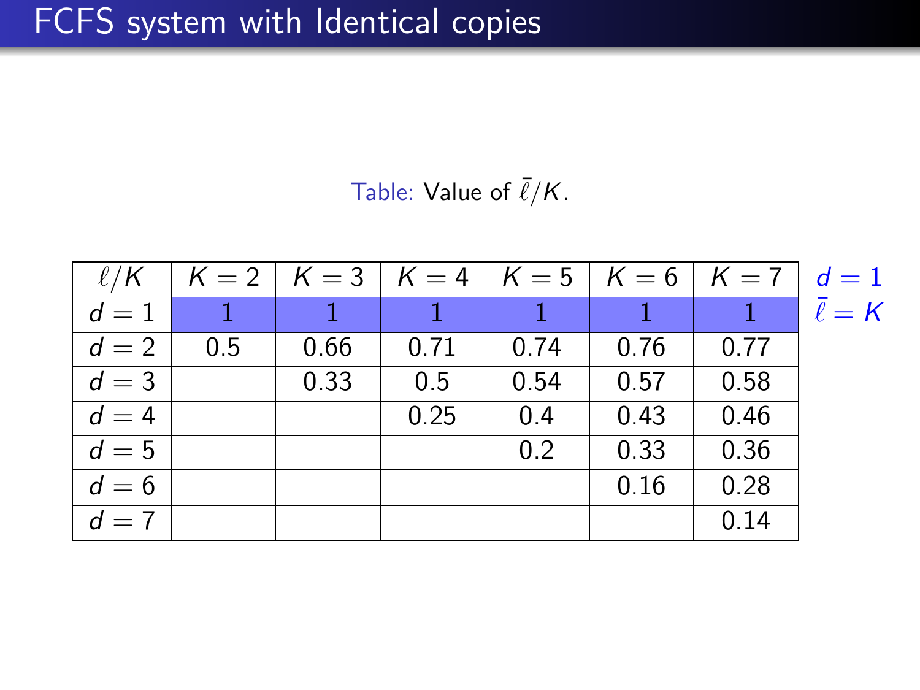# FCFS system with Identical copies

Table: Value of $\bar{\ell}/K$.

| $\bar{\ell}/K$ | $K = 2$ | $K = 3$ | $K = 4$ | $K = 5$ | $K = 6$ | $K = 7$ |
|---|---|---|---|---|---|---|
| $d = 1$ | 1 | 1 | 1 | 1 | 1 | 1 |
| $d = 2$ | 0.5 | 0.66 | 0.71 | 0.74 | 0.76 | 0.77 |
| $d = 3$ | | 0.33 | 0.5 | 0.54 | 0.57 | 0.58 |
| $d = 4$ | | | 0.25 | 0.4 | 0.43 | 0.46 |
| $d = 5$ | | | | 0.2 | 0.33 | 0.36 |
| $d = 6$ | | | | | 0.16 | 0.28 |
| $d = 7$ | | | | | | 0.14 |

$d = 1$
$\bar{\ell} = K$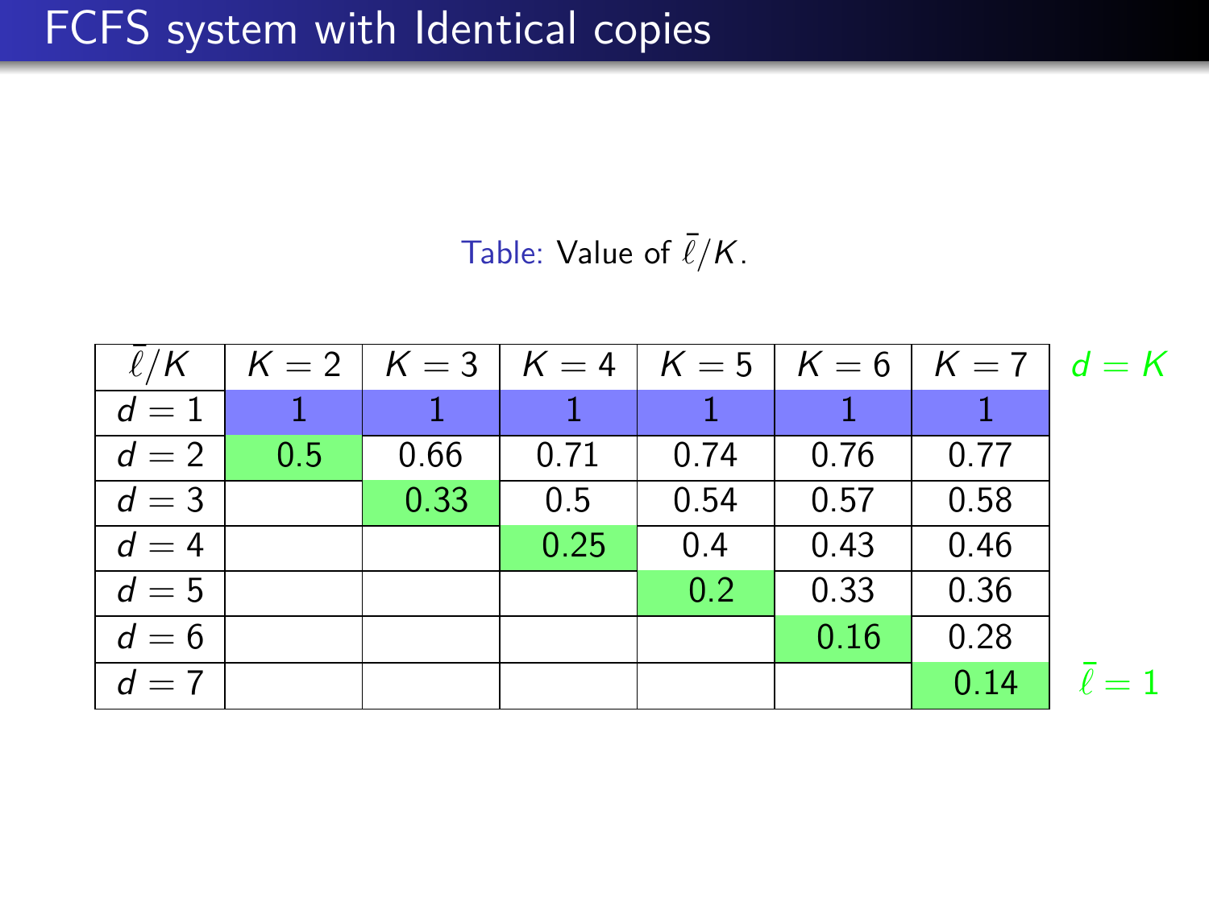# FCFS system with Identical copies

Table: Value of $\bar{\ell}/K$.

| $\bar{\ell}/K$ | $K=2$ | $K=3$ | $K=4$ | $K=5$ | $K=6$ | $K=7$ |
|---|---|---|---|---|---|---|
| $d=1$ | 1 | 1 | 1 | 1 | 1 | 1 |
| $d=2$ | 0.5 | 0.66 | 0.71 | 0.74 | 0.76 | 0.77 |
| $d=3$ | | 0.33 | 0.5 | 0.54 | 0.57 | 0.58 |
| $d=4$ | | | 0.25 | 0.4 | 0.43 | 0.46 |
| $d=5$ | | | | 0.2 | 0.33 | 0.36 |
| $d=6$ | | | | | 0.16 | 0.28 |
| $d=7$ | | | | | | 0.14 |

$d=K$

$\bar{\ell}=1$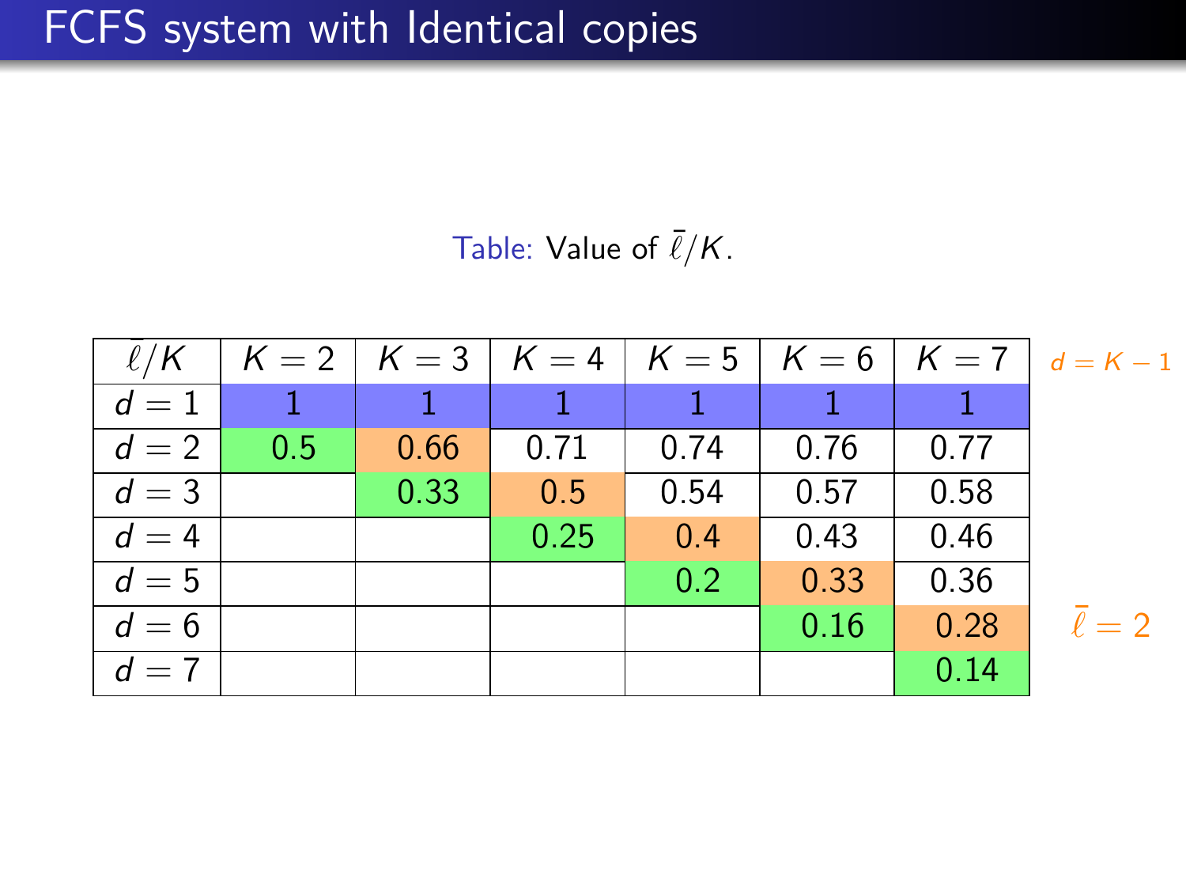# FCFS system with Identical copies

Table: Value of $\bar{\ell}/K$.

| $\bar{\ell}/K$ | $K=2$ | $K=3$ | $K=4$ | $K=5$ | $K=6$ | $K=7$ |
|---|---|---|---|---|---|---|
| $d=1$ | 1 | 1 | 1 | 1 | 1 | 1 |
| $d=2$ | 0.5 | 0.66 | 0.71 | 0.74 | 0.76 | 0.77 |
| $d=3$ | | 0.33 | 0.5 | 0.54 | 0.57 | 0.58 |
| $d=4$ | | | 0.25 | 0.4 | 0.43 | 0.46 |
| $d=5$ | | | | 0.2 | 0.33 | 0.36 |
| $d=6$ | | | | | 0.16 | 0.28 |
| $d=7$ | | | | | | 0.14 |

$d = K - 1$

$\bar{\ell} = 2$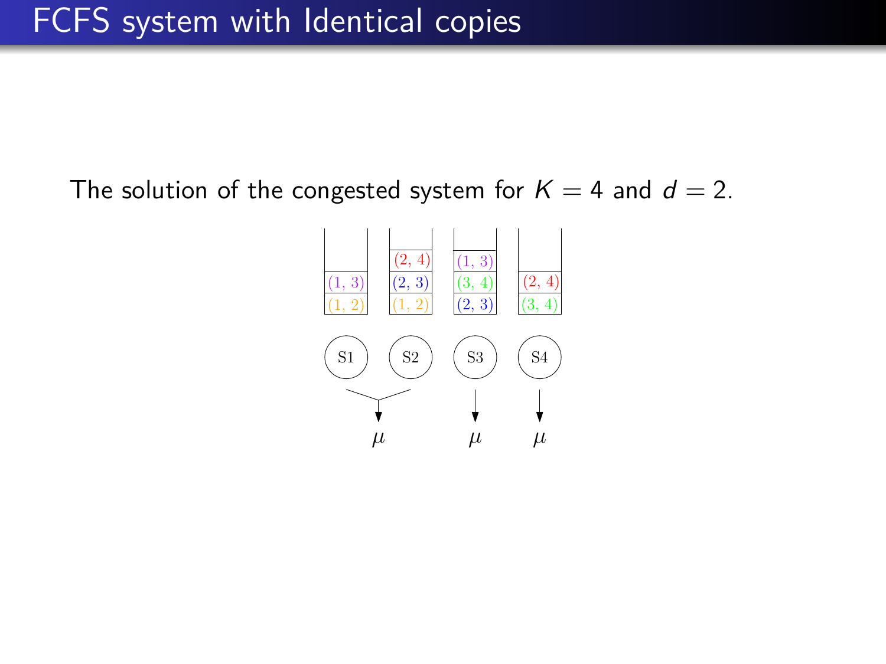# FCFS system with Identical copies

The solution of the congested system for $K = 4$ and $d = 2$.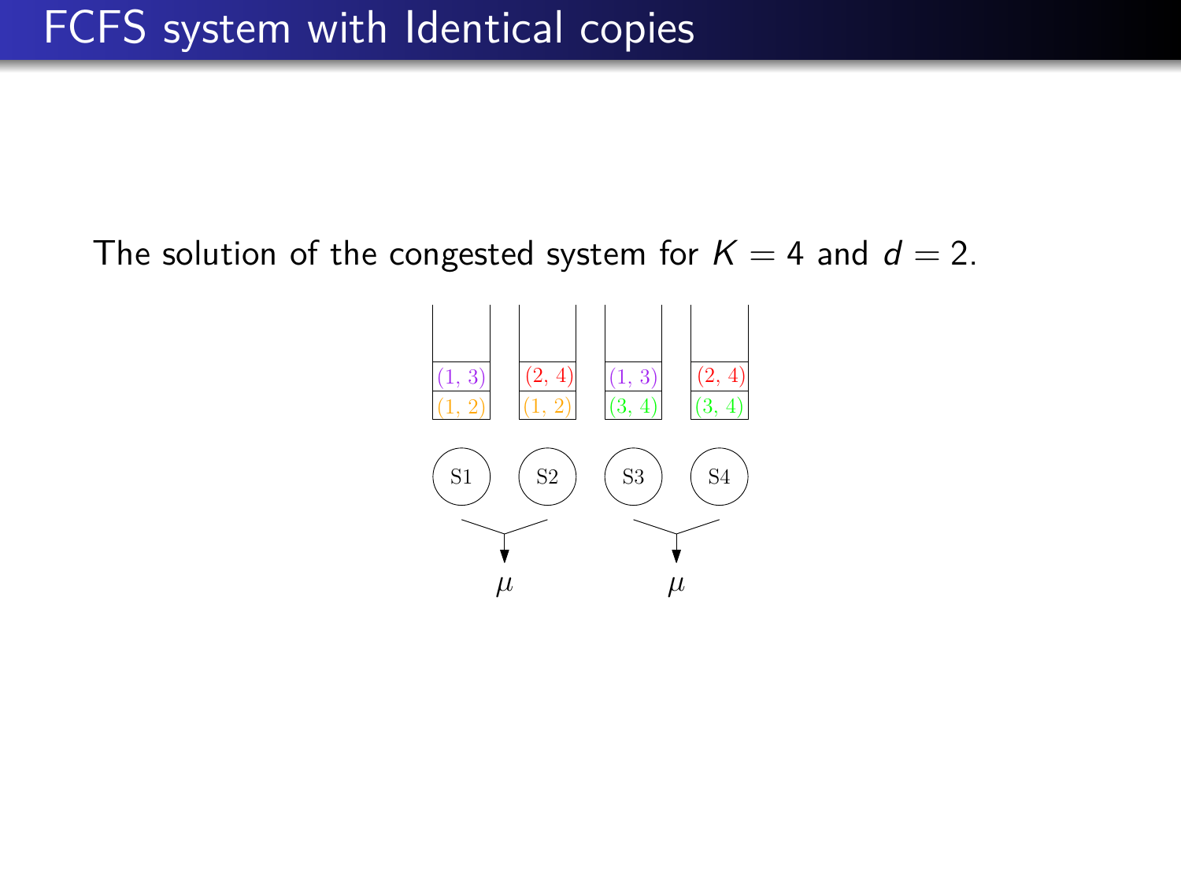# FCFS system with Identical copies

The solution of the congested system for $K = 4$ and $d = 2$.

| S1 | S2 | S3 | S4 |
| --- | --- | --- | --- |
| (1, 3) | (2, 4) | (1, 3) | (2, 4) |
| (1, 2) | (1, 2) | (3, 4) | (3, 4) |

$\mu$ $\mu$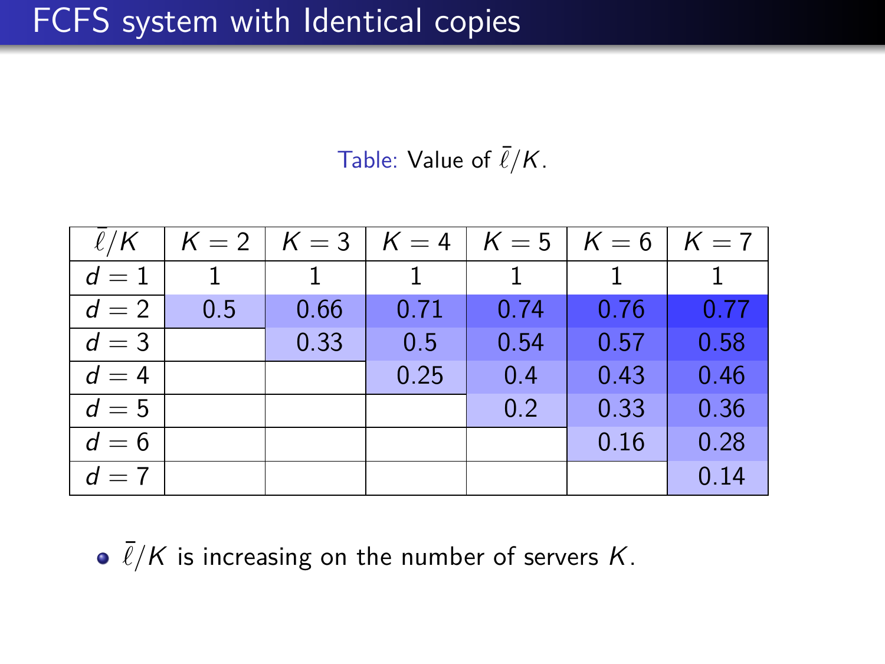# FCFS system with Identical copies

Table: Value of $\bar{\ell}/K$.

| $\bar{\ell}/K$ | $K=2$ | $K=3$ | $K=4$ | $K=5$ | $K=6$ | $K=7$ |
|---|---|---|---|---|---|---|
| $d=1$ | 1 | 1 | 1 | 1 | 1 | 1 |
| $d=2$ | 0.5 | 0.66 | 0.71 | 0.74 | 0.76 | 0.77 |
| $d=3$ | | 0.33 | 0.5 | 0.54 | 0.57 | 0.58 |
| $d=4$ | | | 0.25 | 0.4 | 0.43 | 0.46 |
| $d=5$ | | | | 0.2 | 0.33 | 0.36 |
| $d=6$ | | | | | 0.16 | 0.28 |
| $d=7$ | | | | | | 0.14 |

- $\bar{\ell}/K$ is increasing on the number of servers $K$.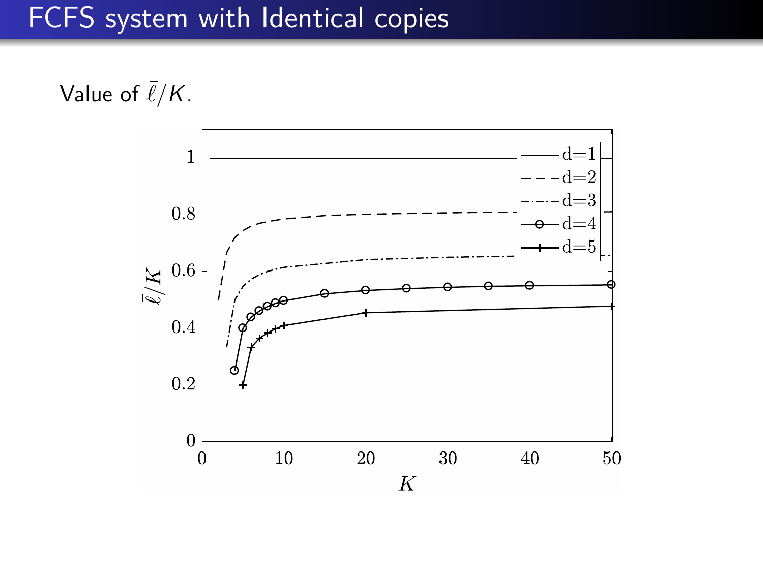# FCFS system with Identical copies

Value of $\bar{\ell}/K$.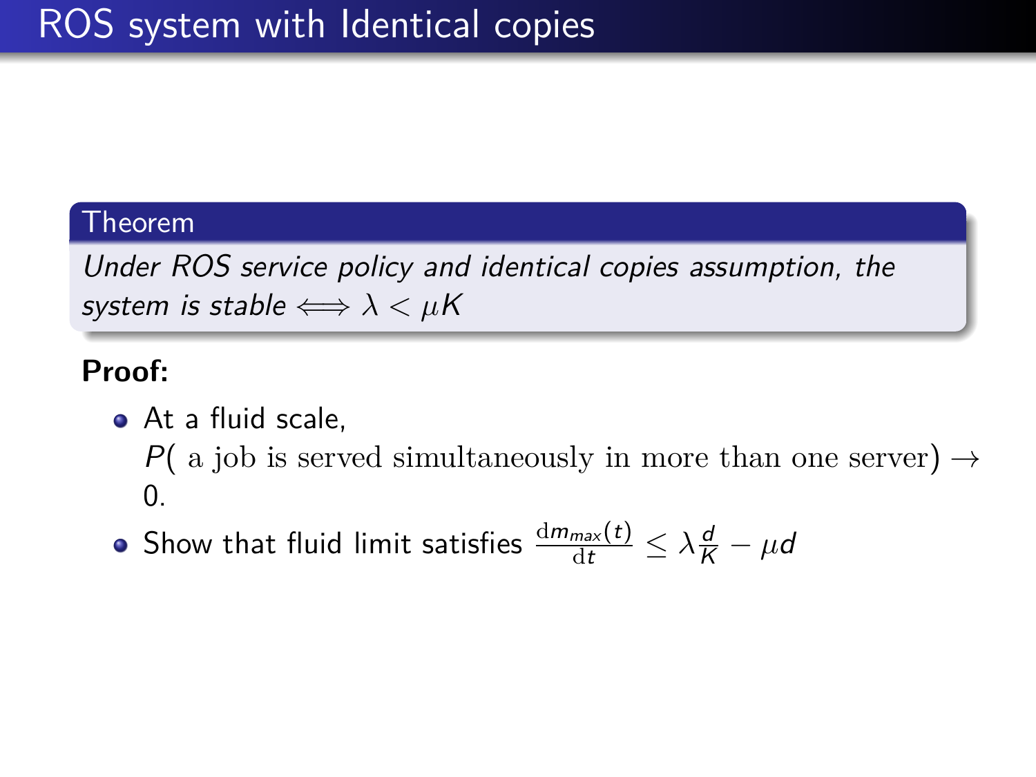# ROS system with Identical copies

**Theorem**

*Under ROS service policy and identical copies assumption, the system is stable* $\iff \lambda < \mu K$

**Proof:**

- At a fluid scale, $P($ a job is served simultaneously in more than one server$) \rightarrow 0$.
- Show that fluid limit satisfies $\frac{\mathrm{d}m_{max}(t)}{\mathrm{d}t} \leq \lambda \frac{d}{K} - \mu d$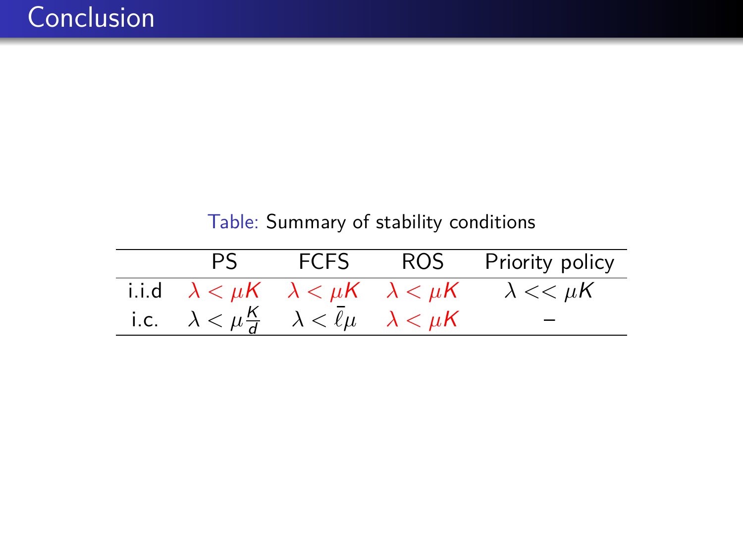# Conclusion

Table: Summary of stability conditions

| | PS | FCFS | ROS | Priority policy |
|---|---|---|---|---|
| i.i.d | $\lambda < \mu K$ | $\lambda < \mu K$ | $\lambda < \mu K$ | $\lambda << \mu K$ |
| i.c. | $\lambda < \mu \frac{K}{d}$ | $\lambda < \bar{\ell}\mu$ | $\lambda < \mu K$ | – |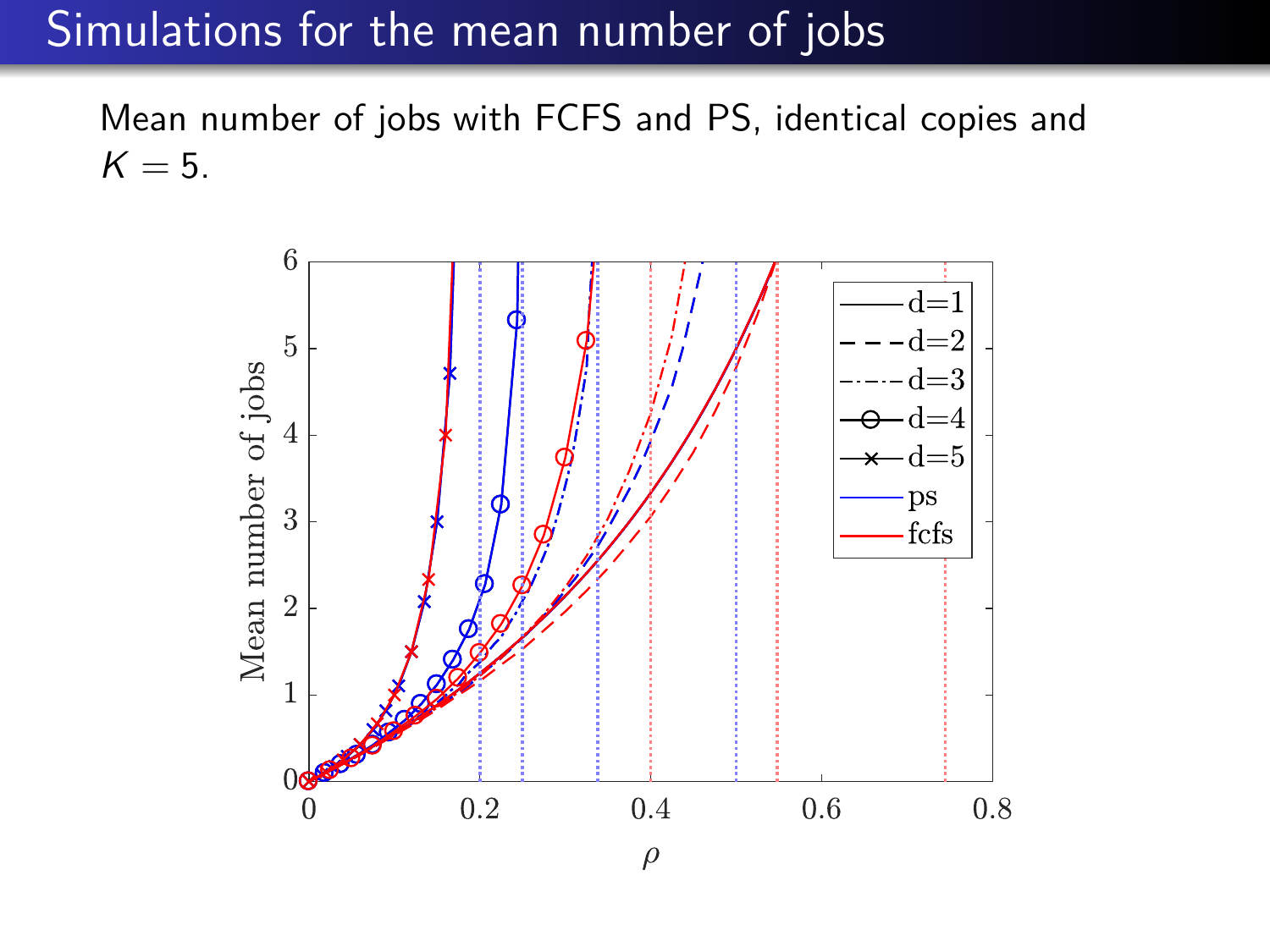# Simulations for the mean number of jobs

Mean number of jobs with FCFS and PS, identical copies and $K = 5$.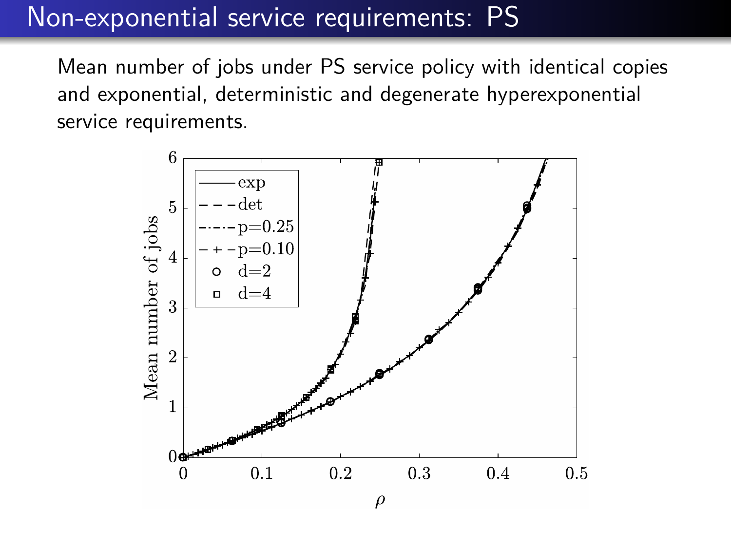# Non-exponential service requirements: PS

Mean number of jobs under PS service policy with identical copies and exponential, deterministic and degenerate hyperexponential service requirements.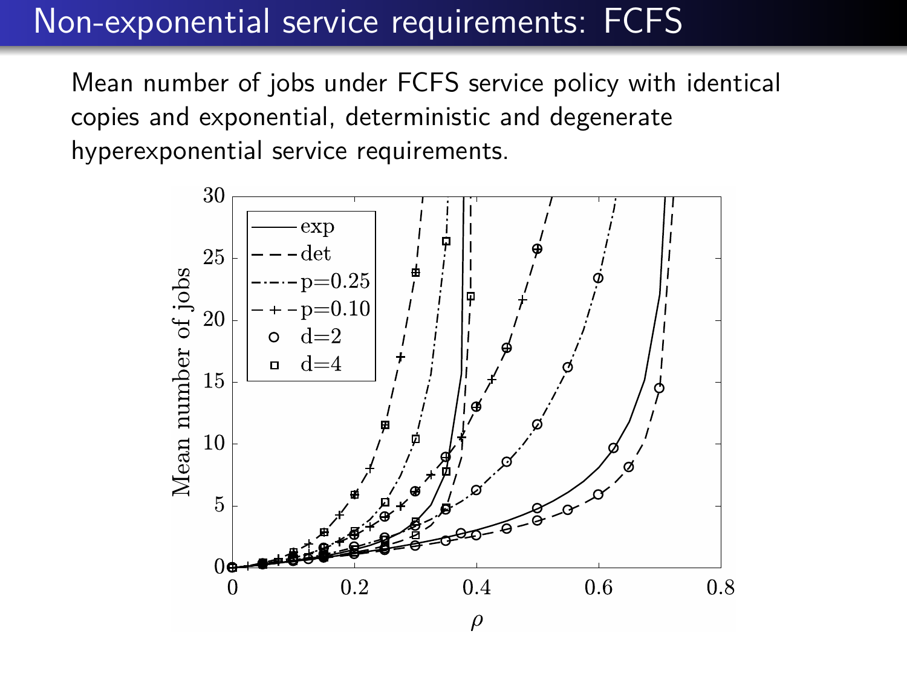# Non-exponential service requirements: FCFS

Mean number of jobs under FCFS service policy with identical copies and exponential, deterministic and degenerate hyperexponential service requirements.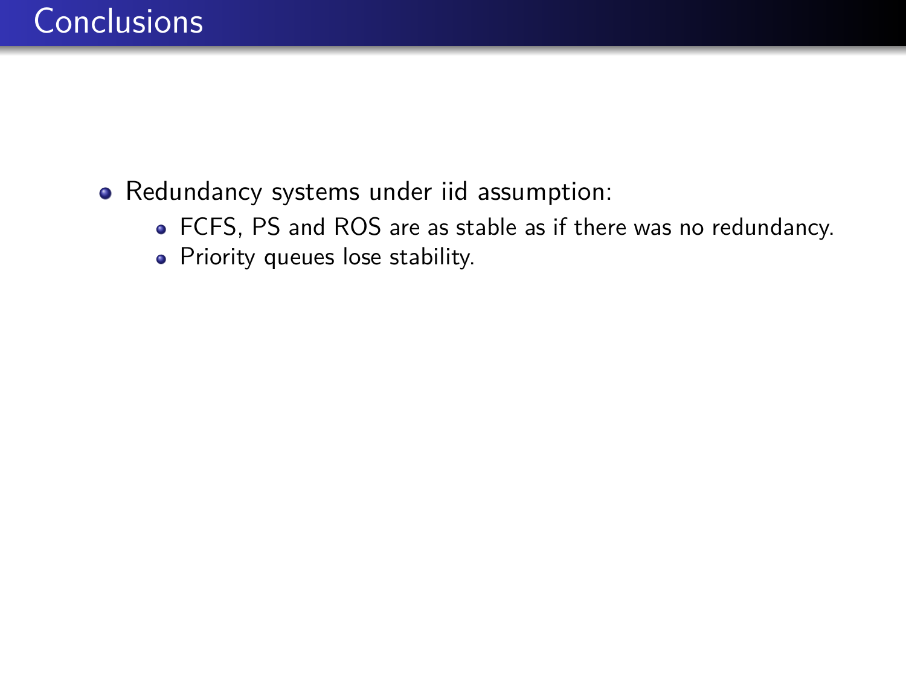# Conclusions

- Redundancy systems under iid assumption:
  - FCFS, PS and ROS are as stable as if there was no redundancy.
  - Priority queues lose stability.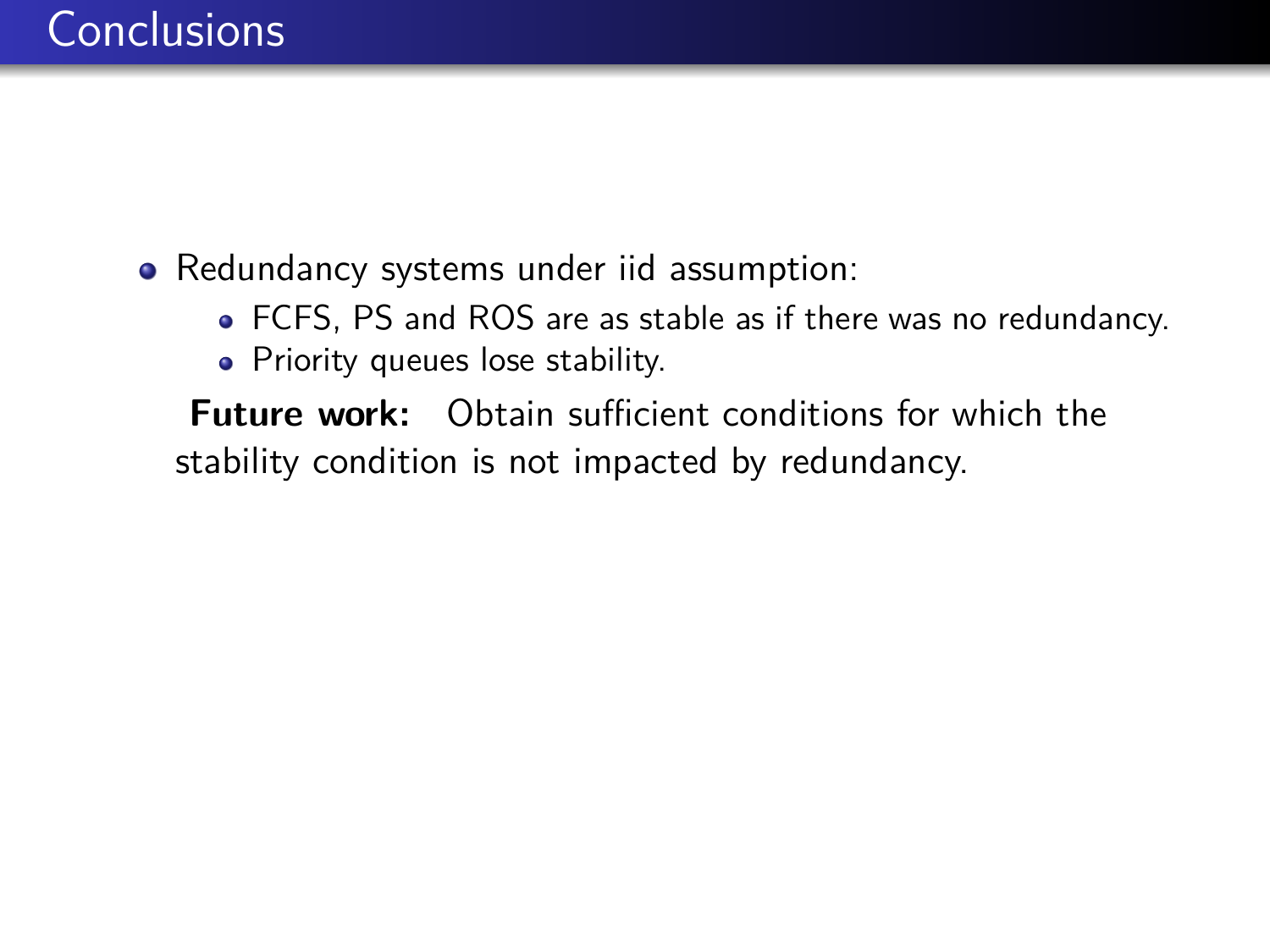# Conclusions

- Redundancy systems under iid assumption:
  - FCFS, PS and ROS are as stable as if there was no redundancy.
  - Priority queues lose stability.

**Future work:** Obtain sufficient conditions for which the stability condition is not impacted by redundancy.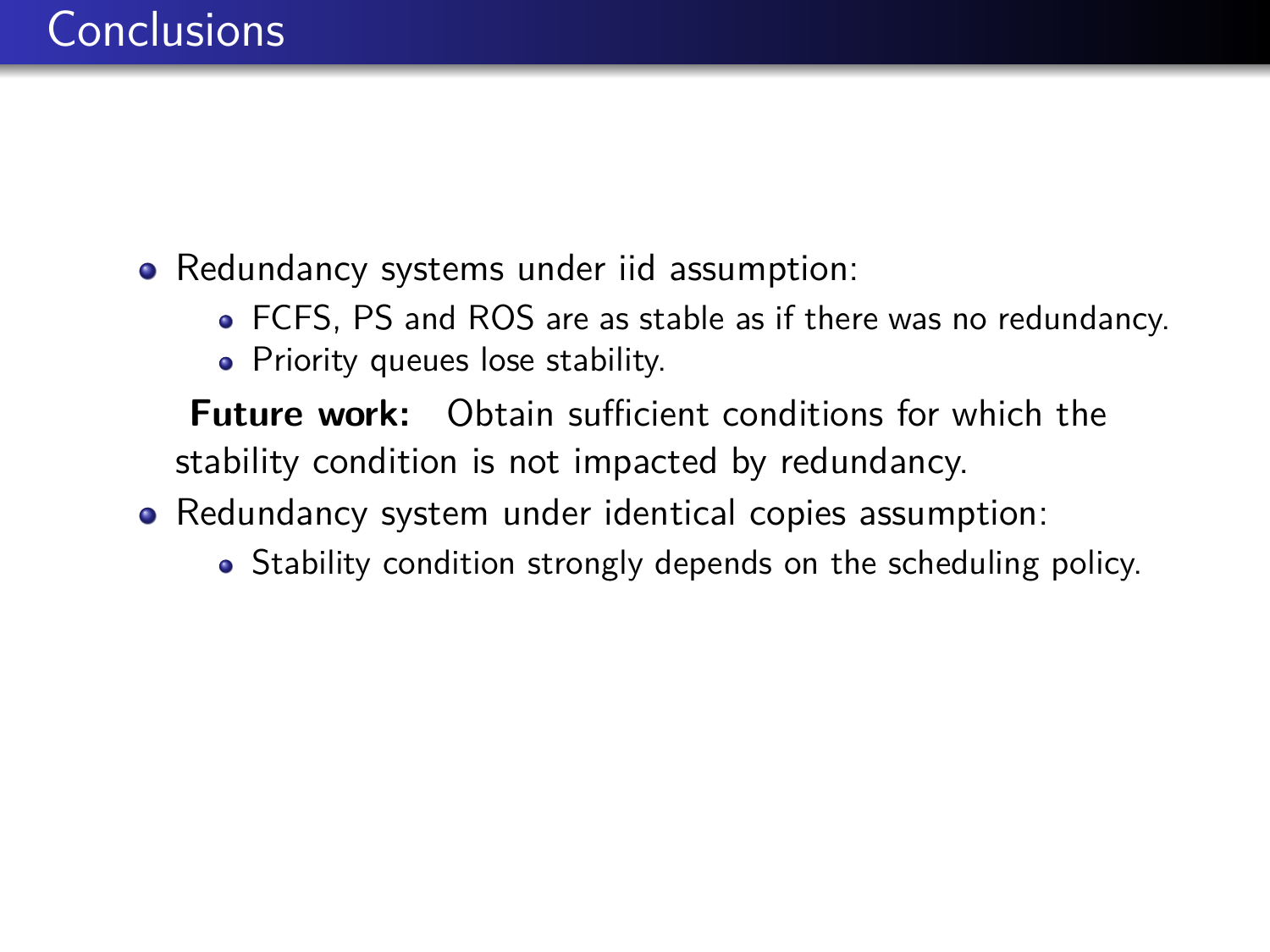# Conclusions

- Redundancy systems under iid assumption:
  - FCFS, PS and ROS are as stable as if there was no redundancy.
  - Priority queues lose stability.

  **Future work:** Obtain sufficient conditions for which the stability condition is not impacted by redundancy.
- Redundancy system under identical copies assumption:
  - Stability condition strongly depends on the scheduling policy.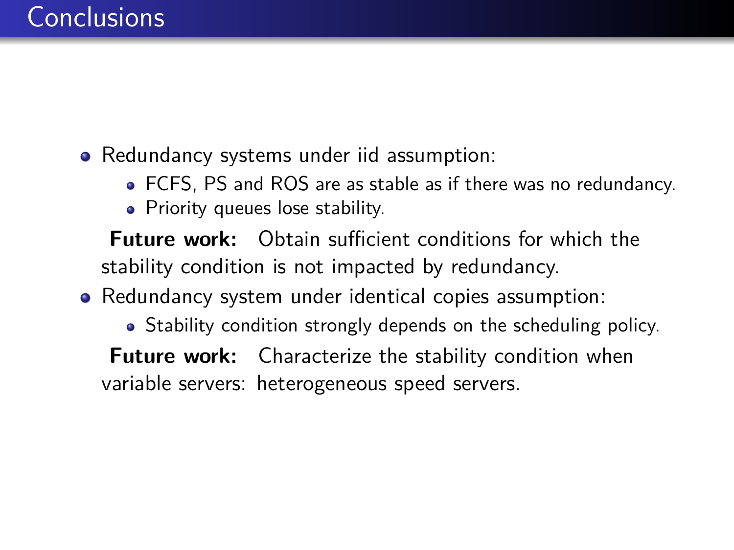# Conclusions

- Redundancy systems under iid assumption:
  - FCFS, PS and ROS are as stable as if there was no redundancy.
  - Priority queues lose stability.

  **Future work:** Obtain sufficient conditions for which the stability condition is not impacted by redundancy.
- Redundancy system under identical copies assumption:
  - Stability condition strongly depends on the scheduling policy.

  **Future work:** Characterize the stability condition when variable servers: heterogeneous speed servers.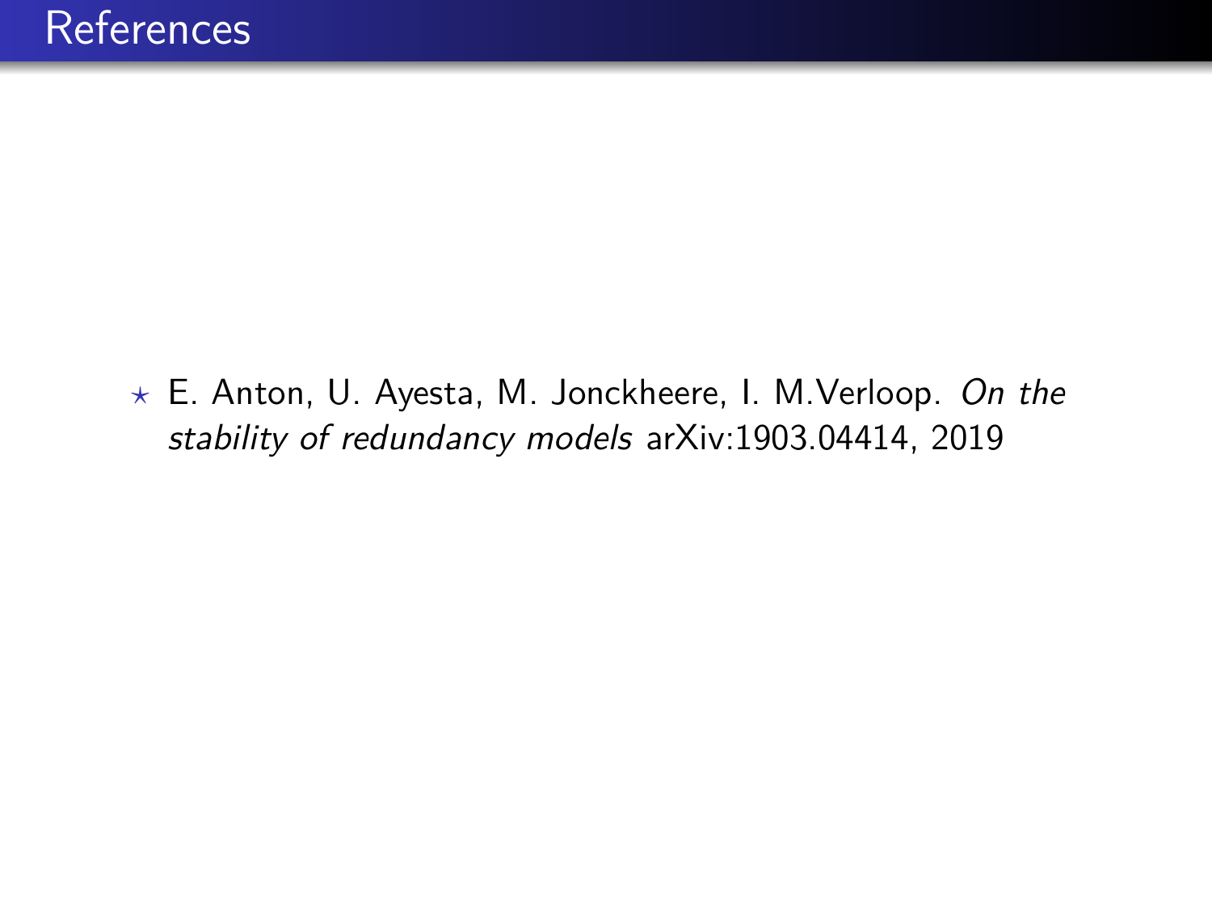# References

- E. Anton, U. Ayesta, M. Jonckheere, I. M.Verloop. *On the stability of redundancy models* arXiv:1903.04414, 2019